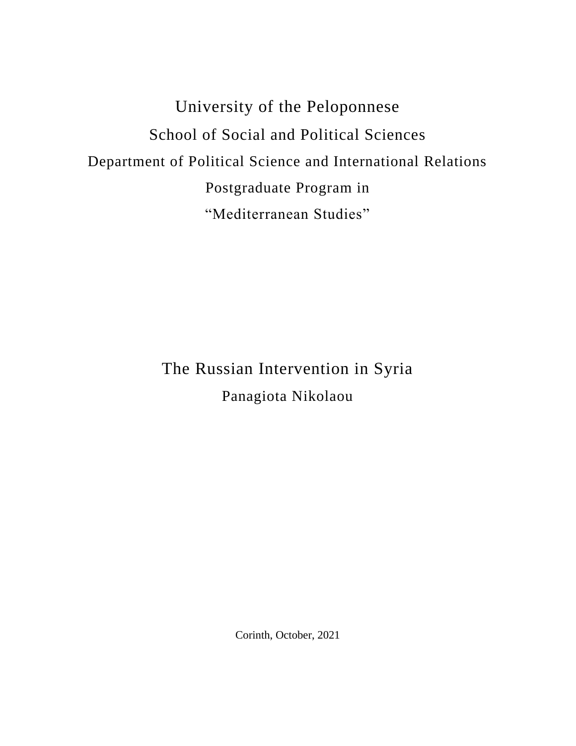University of the Peloponnese

School of Social and Political Sciences

Department of Political Science and International Relations

Postgraduate Program in

“Mediterranean Studies”

# The Russian Intervention in Syria

Panagiota Nikolaou

Corinth, October, 2021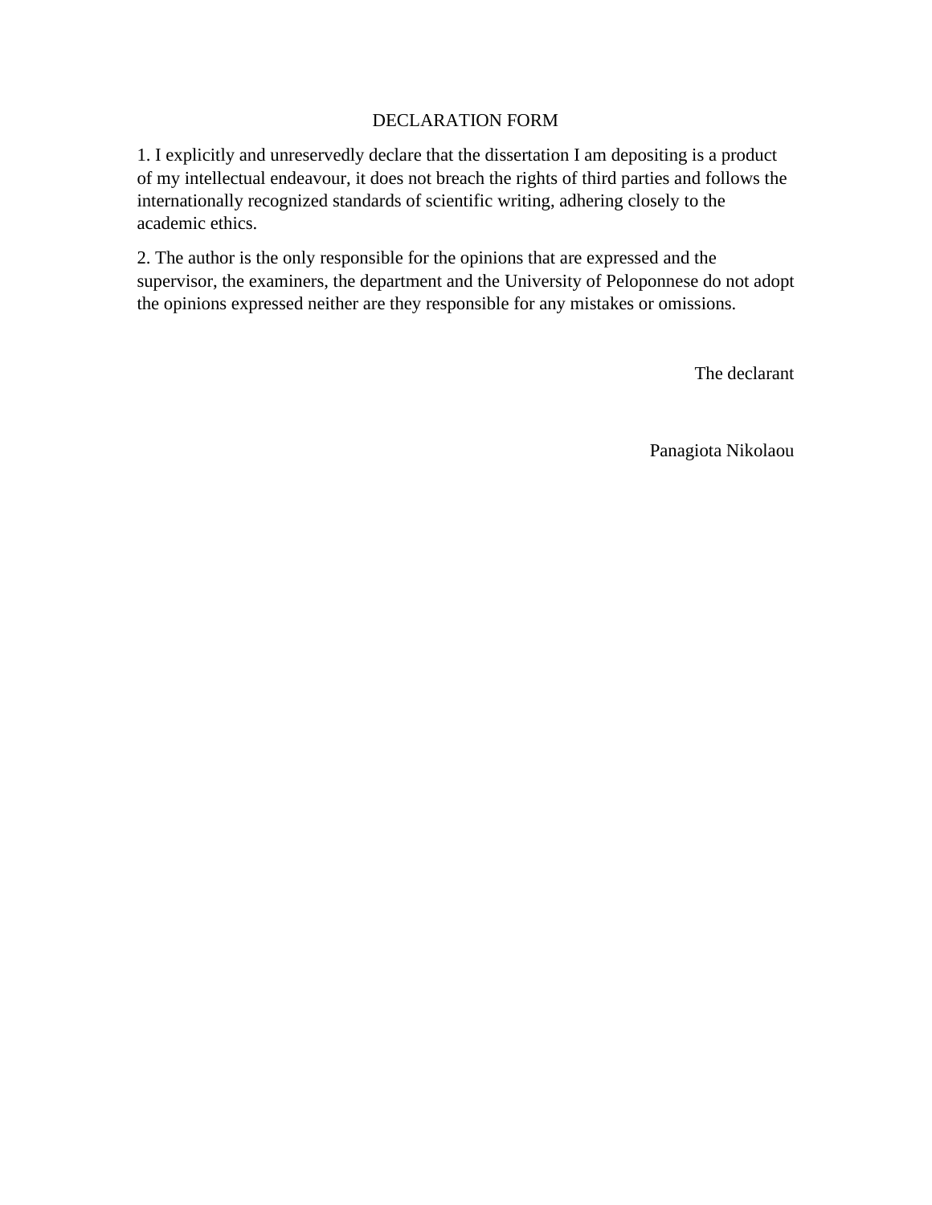# DECLARATION FORM

1. I explicitly and unreservedly declare that the dissertation I am depositing is a product of my intellectual endeavour, it does not breach the rights of third parties and follows the internationally recognized standards of scientific writing, adhering closely to the academic ethics.

2. The author is the only responsible for the opinions that are expressed and the supervisor, the examiners, the department and the University of Peloponnese do not adopt the opinions expressed neither are they responsible for any mistakes or omissions.

The declarant

Panagiota Nikolaou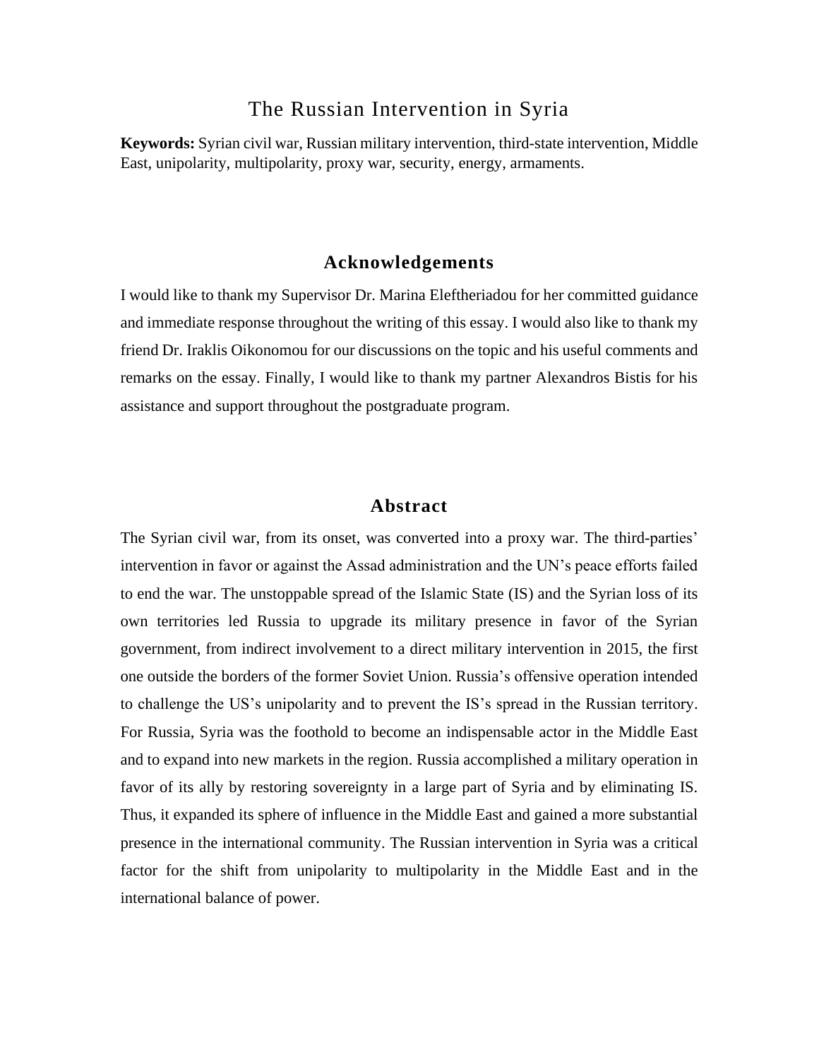# The Russian Intervention in Syria

**Keywords:** Syrian civil war, Russian military intervention, third-state intervention, Middle East, unipolarity, multipolarity, proxy war, security, energy, armaments.

## Acknowledgements

I would like to thank my Supervisor Dr. Marina Eleftheriadou for her committed guidance and immediate response throughout the writing of this essay. I would also like to thank my friend Dr. Iraklis Oikonomou for our discussions on the topic and his useful comments and remarks on the essay. Finally, I would like to thank my partner Alexandros Bistis for his assistance and support throughout the postgraduate program.

## Abstract

The Syrian civil war, from its onset, was converted into a proxy war. The third-parties' intervention in favor or against the Assad administration and the UN's peace efforts failed to end the war. The unstoppable spread of the Islamic State (IS) and the Syrian loss of its own territories led Russia to upgrade its military presence in favor of the Syrian government, from indirect involvement to a direct military intervention in 2015, the first one outside the borders of the former Soviet Union. Russia's offensive operation intended to challenge the US's unipolarity and to prevent the IS's spread in the Russian territory. For Russia, Syria was the foothold to become an indispensable actor in the Middle East and to expand into new markets in the region. Russia accomplished a military operation in favor of its ally by restoring sovereignty in a large part of Syria and by eliminating IS. Thus, it expanded its sphere of influence in the Middle East and gained a more substantial presence in the international community. The Russian intervention in Syria was a critical factor for the shift from unipolarity to multipolarity in the Middle East and in the international balance of power.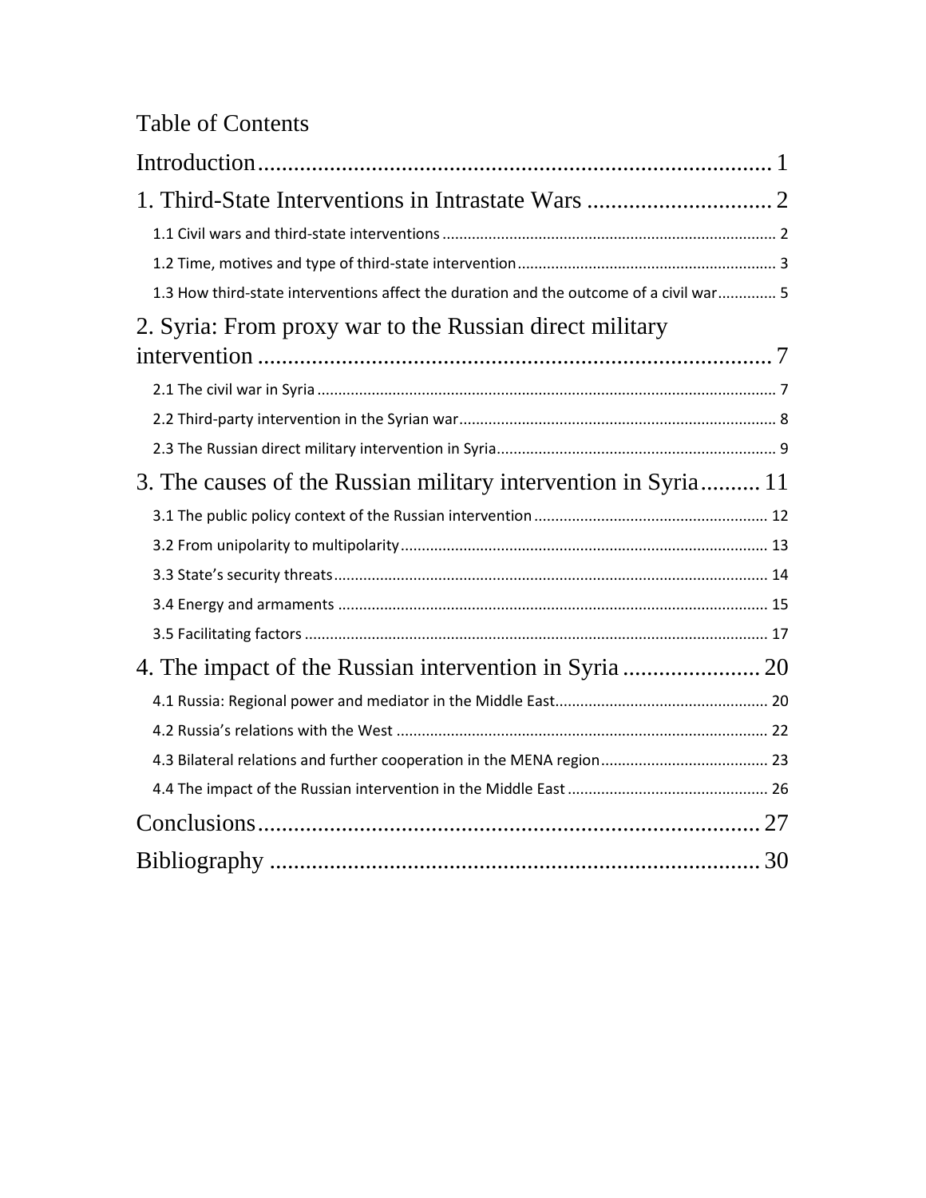# Table of Contents

Introduction........................................................................................ 1

1. Third-State Interventions in Intrastate Wars ................................ 2

- 1.1 Civil wars and third-state interventions ................................................................................ 2
- 1.2 Time, motives and type of third-state intervention .............................................................. 3
- 1.3 How third-state interventions affect the duration and the outcome of a civil war ............. 5

2. Syria: From proxy war to the Russian direct military intervention ........................................................................................ 7

- 2.1 The civil war in Syria ............................................................................................................. 7
- 2.2 Third-party intervention in the Syrian war ............................................................................ 8
- 2.3 The Russian direct military intervention in Syria .................................................................. 9

3. The causes of the Russian military intervention in Syria .......... 11

- 3.1 The public policy context of the Russian intervention ........................................................ 12
- 3.2 From unipolarity to multipolarity ........................................................................................ 13
- 3.3 State's security threats ........................................................................................................ 14
- 3.4 Energy and armaments ....................................................................................................... 15
- 3.5 Facilitating factors ............................................................................................................... 17

4. The impact of the Russian intervention in Syria ....................... 20

- 4.1 Russia: Regional power and mediator in the Middle East ................................................... 20
- 4.2 Russia's relations with the West .......................................................................................... 22
- 4.3 Bilateral relations and further cooperation in the MENA region ........................................ 23
- 4.4 The impact of the Russian intervention in the Middle East ................................................ 26

Conclusions ..................................................................................... 27

Bibliography ................................................................................... 30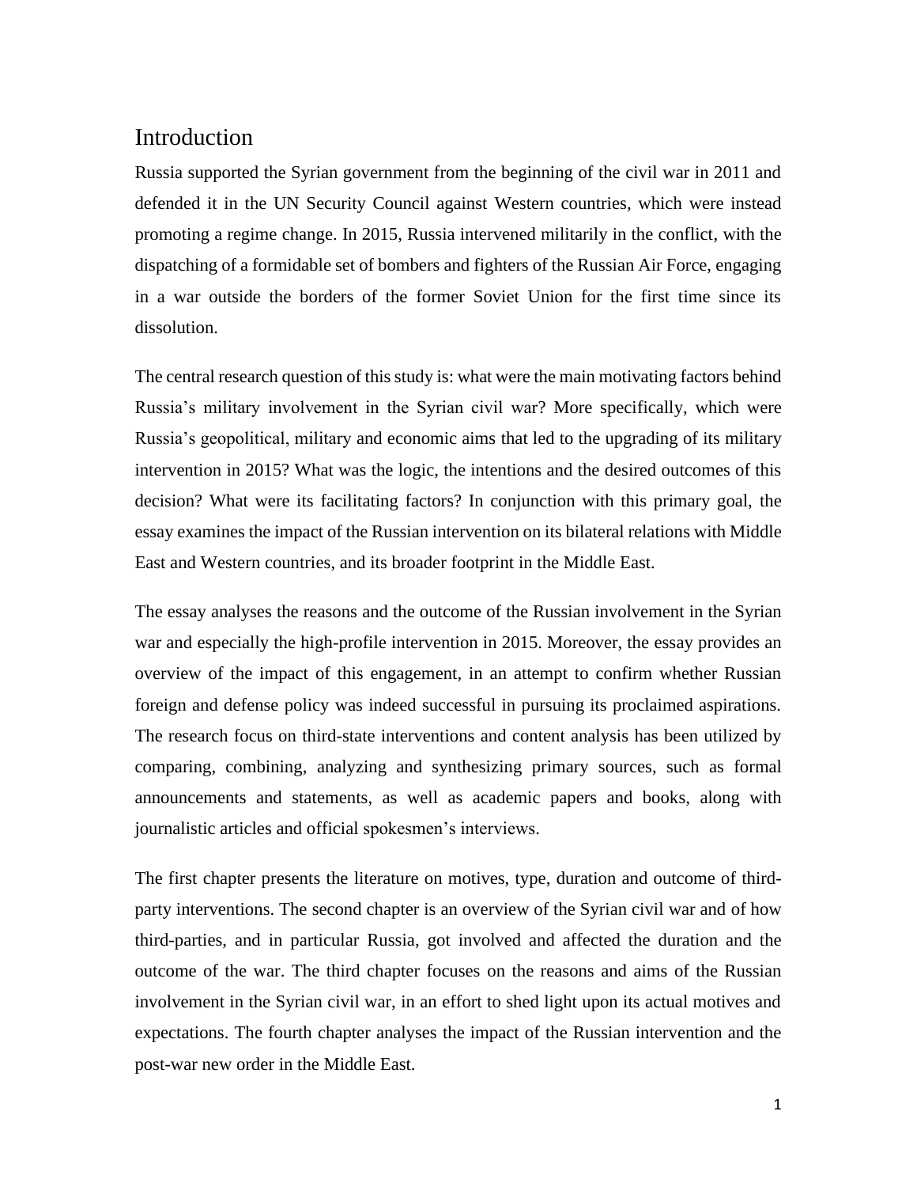## Introduction

Russia supported the Syrian government from the beginning of the civil war in 2011 and defended it in the UN Security Council against Western countries, which were instead promoting a regime change. In 2015, Russia intervened militarily in the conflict, with the dispatching of a formidable set of bombers and fighters of the Russian Air Force, engaging in a war outside the borders of the former Soviet Union for the first time since its dissolution.

The central research question of this study is: what were the main motivating factors behind Russia's military involvement in the Syrian civil war? More specifically, which were Russia's geopolitical, military and economic aims that led to the upgrading of its military intervention in 2015? What was the logic, the intentions and the desired outcomes of this decision? What were its facilitating factors? In conjunction with this primary goal, the essay examines the impact of the Russian intervention on its bilateral relations with Middle East and Western countries, and its broader footprint in the Middle East.

The essay analyses the reasons and the outcome of the Russian involvement in the Syrian war and especially the high-profile intervention in 2015. Moreover, the essay provides an overview of the impact of this engagement, in an attempt to confirm whether Russian foreign and defense policy was indeed successful in pursuing its proclaimed aspirations. The research focus on third-state interventions and content analysis has been utilized by comparing, combining, analyzing and synthesizing primary sources, such as formal announcements and statements, as well as academic papers and books, along with journalistic articles and official spokesmen's interviews.

The first chapter presents the literature on motives, type, duration and outcome of third-party interventions. The second chapter is an overview of the Syrian civil war and of how third-parties, and in particular Russia, got involved and affected the duration and the outcome of the war. The third chapter focuses on the reasons and aims of the Russian involvement in the Syrian civil war, in an effort to shed light upon its actual motives and expectations. The fourth chapter analyses the impact of the Russian intervention and the post-war new order in the Middle East.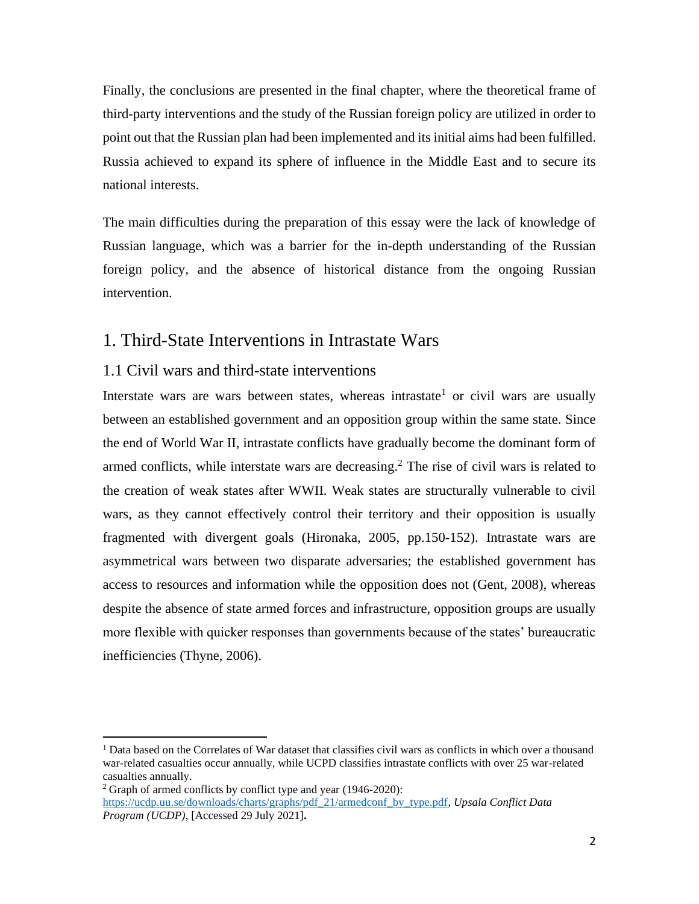Finally, the conclusions are presented in the final chapter, where the theoretical frame of third-party interventions and the study of the Russian foreign policy are utilized in order to point out that the Russian plan had been implemented and its initial aims had been fulfilled. Russia achieved to expand its sphere of influence in the Middle East and to secure its national interests.

The main difficulties during the preparation of this essay were the lack of knowledge of Russian language, which was a barrier for the in-depth understanding of the Russian foreign policy, and the absence of historical distance from the ongoing Russian intervention.

# 1. Third-State Interventions in Intrastate Wars

## 1.1 Civil wars and third-state interventions

Interstate wars are wars between states, whereas intrastate[1] or civil wars are usually between an established government and an opposition group within the same state. Since the end of World War II, intrastate conflicts have gradually become the dominant form of armed conflicts, while interstate wars are decreasing.[2] The rise of civil wars is related to the creation of weak states after WWII. Weak states are structurally vulnerable to civil wars, as they cannot effectively control their territory and their opposition is usually fragmented with divergent goals (Hironaka, 2005, pp.150-152). Intrastate wars are asymmetrical wars between two disparate adversaries; the established government has access to resources and information while the opposition does not (Gent, 2008), whereas despite the absence of state armed forces and infrastructure, opposition groups are usually more flexible with quicker responses than governments because of the states' bureaucratic inefficiencies (Thyne, 2006).

---

[1] Data based on the Correlates of War dataset that classifies civil wars as conflicts in which over a thousand war-related casualties occur annually, while UCPD classifies intrastate conflicts with over 25 war-related casualties annually.

[2] Graph of armed conflicts by conflict type and year (1946-2020): https://ucdp.uu.se/downloads/charts/graphs/pdf_21/armedconf_by_type.pdf, *Upsala Conflict Data Program (UCPD)*, [Accessed 29 July 2021].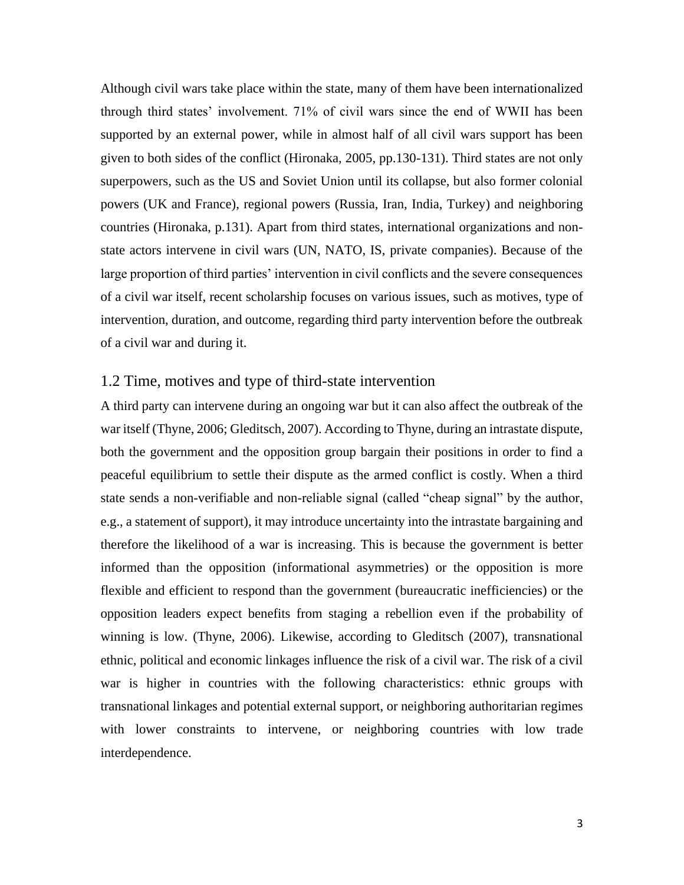Although civil wars take place within the state, many of them have been internationalized through third states' involvement. 71% of civil wars since the end of WWII has been supported by an external power, while in almost half of all civil wars support has been given to both sides of the conflict (Hironaka, 2005, pp.130-131). Third states are not only superpowers, such as the US and Soviet Union until its collapse, but also former colonial powers (UK and France), regional powers (Russia, Iran, India, Turkey) and neighboring countries (Hironaka, p.131). Apart from third states, international organizations and non-state actors intervene in civil wars (UN, NATO, IS, private companies). Because of the large proportion of third parties' intervention in civil conflicts and the severe consequences of a civil war itself, recent scholarship focuses on various issues, such as motives, type of intervention, duration, and outcome, regarding third party intervention before the outbreak of a civil war and during it.

## 1.2 Time, motives and type of third-state intervention

A third party can intervene during an ongoing war but it can also affect the outbreak of the war itself (Thyne, 2006; Gleditsch, 2007). According to Thyne, during an intrastate dispute, both the government and the opposition group bargain their positions in order to find a peaceful equilibrium to settle their dispute as the armed conflict is costly. When a third state sends a non-verifiable and non-reliable signal (called "cheap signal" by the author, e.g., a statement of support), it may introduce uncertainty into the intrastate bargaining and therefore the likelihood of a war is increasing. This is because the government is better informed than the opposition (informational asymmetries) or the opposition is more flexible and efficient to respond than the government (bureaucratic inefficiencies) or the opposition leaders expect benefits from staging a rebellion even if the probability of winning is low. (Thyne, 2006). Likewise, according to Gleditsch (2007), transnational ethnic, political and economic linkages influence the risk of a civil war. The risk of a civil war is higher in countries with the following characteristics: ethnic groups with transnational linkages and potential external support, or neighboring authoritarian regimes with lower constraints to intervene, or neighboring countries with low trade interdependence.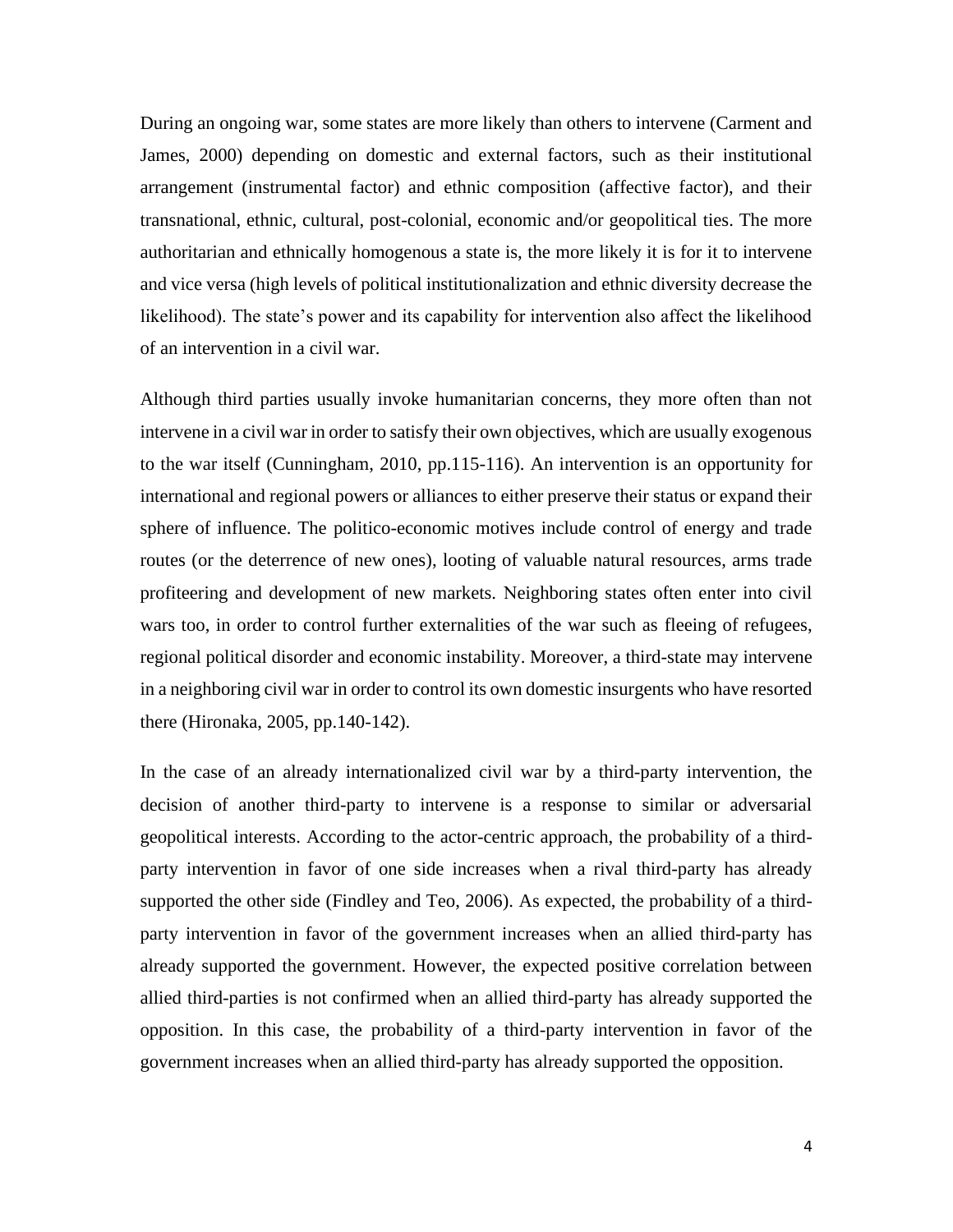During an ongoing war, some states are more likely than others to intervene (Carment and James, 2000) depending on domestic and external factors, such as their institutional arrangement (instrumental factor) and ethnic composition (affective factor), and their transnational, ethnic, cultural, post-colonial, economic and/or geopolitical ties. The more authoritarian and ethnically homogenous a state is, the more likely it is for it to intervene and vice versa (high levels of political institutionalization and ethnic diversity decrease the likelihood). The state's power and its capability for intervention also affect the likelihood of an intervention in a civil war.

Although third parties usually invoke humanitarian concerns, they more often than not intervene in a civil war in order to satisfy their own objectives, which are usually exogenous to the war itself (Cunningham, 2010, pp.115-116). An intervention is an opportunity for international and regional powers or alliances to either preserve their status or expand their sphere of influence. The politico-economic motives include control of energy and trade routes (or the deterrence of new ones), looting of valuable natural resources, arms trade profiteering and development of new markets. Neighboring states often enter into civil wars too, in order to control further externalities of the war such as fleeing of refugees, regional political disorder and economic instability. Moreover, a third-state may intervene in a neighboring civil war in order to control its own domestic insurgents who have resorted there (Hironaka, 2005, pp.140-142).

In the case of an already internationalized civil war by a third-party intervention, the decision of another third-party to intervene is a response to similar or adversarial geopolitical interests. According to the actor-centric approach, the probability of a third-party intervention in favor of one side increases when a rival third-party has already supported the other side (Findley and Teo, 2006). As expected, the probability of a third-party intervention in favor of the government increases when an allied third-party has already supported the government. However, the expected positive correlation between allied third-parties is not confirmed when an allied third-party has already supported the opposition. In this case, the probability of a third-party intervention in favor of the government increases when an allied third-party has already supported the opposition.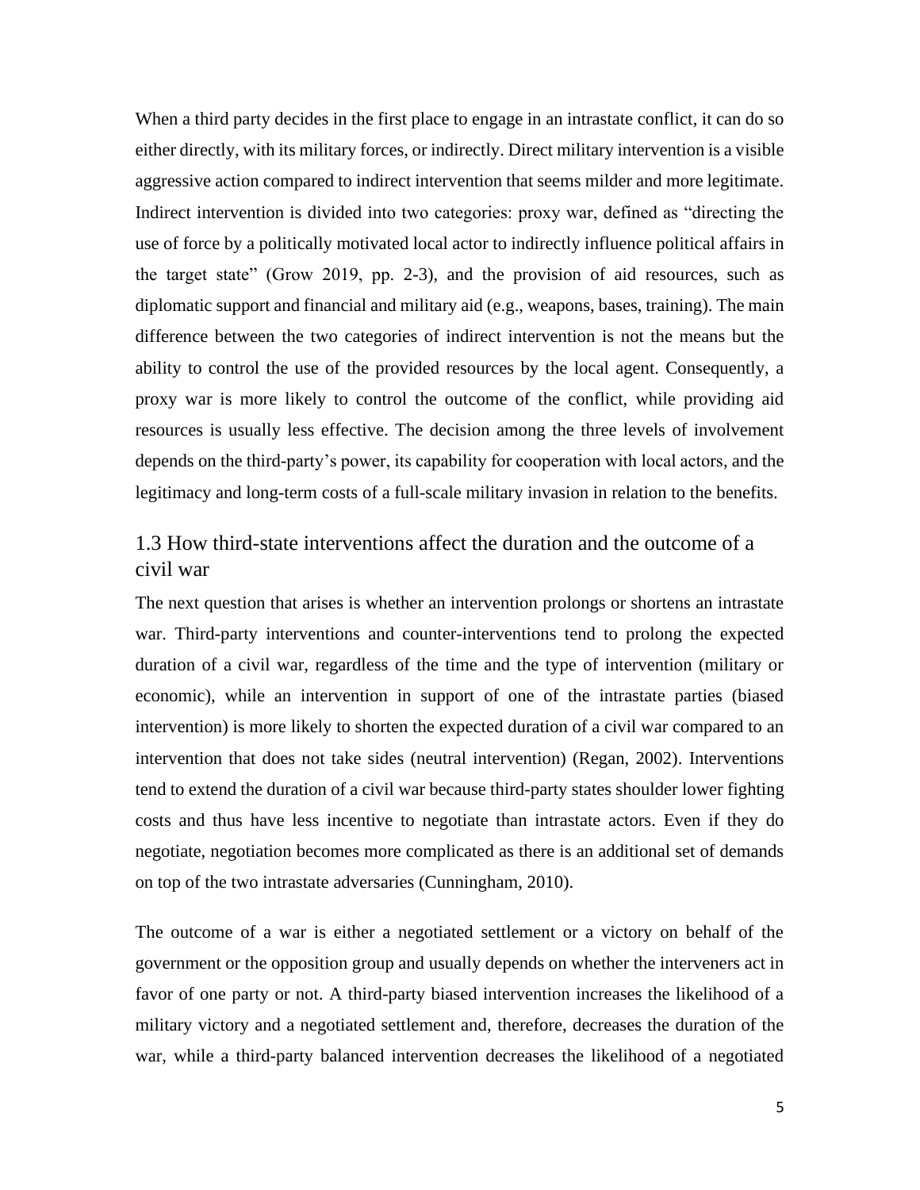When a third party decides in the first place to engage in an intrastate conflict, it can do so either directly, with its military forces, or indirectly. Direct military intervention is a visible aggressive action compared to indirect intervention that seems milder and more legitimate. Indirect intervention is divided into two categories: proxy war, defined as "directing the use of force by a politically motivated local actor to indirectly influence political affairs in the target state" (Grow 2019, pp. 2-3), and the provision of aid resources, such as diplomatic support and financial and military aid (e.g., weapons, bases, training). The main difference between the two categories of indirect intervention is not the means but the ability to control the use of the provided resources by the local agent. Consequently, a proxy war is more likely to control the outcome of the conflict, while providing aid resources is usually less effective. The decision among the three levels of involvement depends on the third-party's power, its capability for cooperation with local actors, and the legitimacy and long-term costs of a full-scale military invasion in relation to the benefits.

## 1.3 How third-state interventions affect the duration and the outcome of a civil war

The next question that arises is whether an intervention prolongs or shortens an intrastate war. Third-party interventions and counter-interventions tend to prolong the expected duration of a civil war, regardless of the time and the type of intervention (military or economic), while an intervention in support of one of the intrastate parties (biased intervention) is more likely to shorten the expected duration of a civil war compared to an intervention that does not take sides (neutral intervention) (Regan, 2002). Interventions tend to extend the duration of a civil war because third-party states shoulder lower fighting costs and thus have less incentive to negotiate than intrastate actors. Even if they do negotiate, negotiation becomes more complicated as there is an additional set of demands on top of the two intrastate adversaries (Cunningham, 2010).

The outcome of a war is either a negotiated settlement or a victory on behalf of the government or the opposition group and usually depends on whether the interveners act in favor of one party or not. A third-party biased intervention increases the likelihood of a military victory and a negotiated settlement and, therefore, decreases the duration of the war, while a third-party balanced intervention decreases the likelihood of a negotiated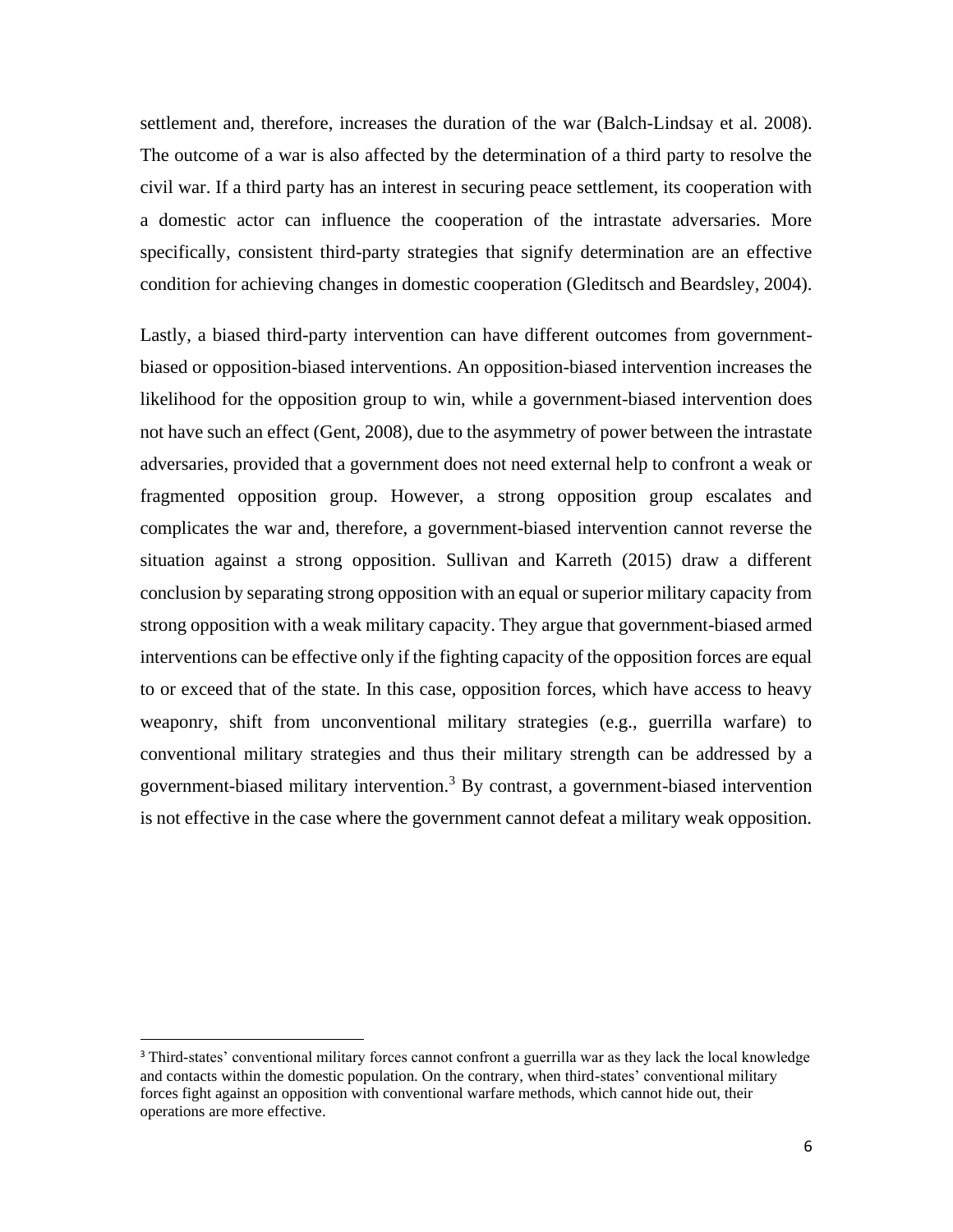settlement and, therefore, increases the duration of the war (Balch-Lindsay et al. 2008). The outcome of a war is also affected by the determination of a third party to resolve the civil war. If a third party has an interest in securing peace settlement, its cooperation with a domestic actor can influence the cooperation of the intrastate adversaries. More specifically, consistent third-party strategies that signify determination are an effective condition for achieving changes in domestic cooperation (Gleditsch and Beardsley, 2004).

Lastly, a biased third-party intervention can have different outcomes from government-biased or opposition-biased interventions. An opposition-biased intervention increases the likelihood for the opposition group to win, while a government-biased intervention does not have such an effect (Gent, 2008), due to the asymmetry of power between the intrastate adversaries, provided that a government does not need external help to confront a weak or fragmented opposition group. However, a strong opposition group escalates and complicates the war and, therefore, a government-biased intervention cannot reverse the situation against a strong opposition. Sullivan and Karreth (2015) draw a different conclusion by separating strong opposition with an equal or superior military capacity from strong opposition with a weak military capacity. They argue that government-biased armed interventions can be effective only if the fighting capacity of the opposition forces are equal to or exceed that of the state. In this case, opposition forces, which have access to heavy weaponry, shift from unconventional military strategies (e.g., guerrilla warfare) to conventional military strategies and thus their military strength can be addressed by a government-biased military intervention.[3] By contrast, a government-biased intervention is not effective in the case where the government cannot defeat a military weak opposition.

[3] Third-states' conventional military forces cannot confront a guerrilla war as they lack the local knowledge and contacts within the domestic population. On the contrary, when third-states' conventional military forces fight against an opposition with conventional warfare methods, which cannot hide out, their operations are more effective.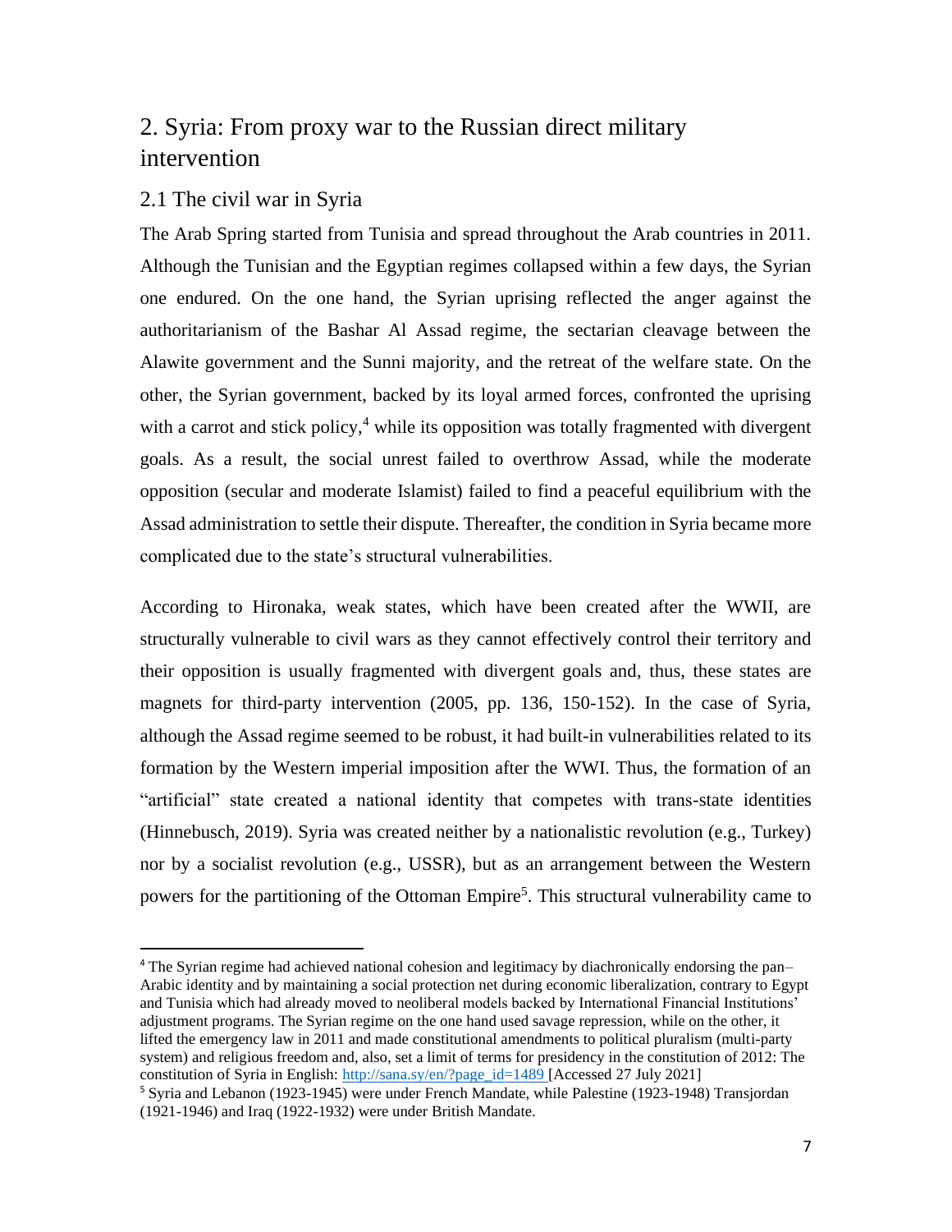# 2. Syria: From proxy war to the Russian direct military intervention

## 2.1 The civil war in Syria

The Arab Spring started from Tunisia and spread throughout the Arab countries in 2011. Although the Tunisian and the Egyptian regimes collapsed within a few days, the Syrian one endured. On the one hand, the Syrian uprising reflected the anger against the authoritarianism of the Bashar Al Assad regime, the sectarian cleavage between the Alawite government and the Sunni majority, and the retreat of the welfare state. On the other, the Syrian government, backed by its loyal armed forces, confronted the uprising with a carrot and stick policy,[4] while its opposition was totally fragmented with divergent goals. As a result, the social unrest failed to overthrow Assad, while the moderate opposition (secular and moderate Islamist) failed to find a peaceful equilibrium with the Assad administration to settle their dispute. Thereafter, the condition in Syria became more complicated due to the state's structural vulnerabilities.

According to Hironaka, weak states, which have been created after the WWII, are structurally vulnerable to civil wars as they cannot effectively control their territory and their opposition is usually fragmented with divergent goals and, thus, these states are magnets for third-party intervention (2005, pp. 136, 150-152). In the case of Syria, although the Assad regime seemed to be robust, it had built-in vulnerabilities related to its formation by the Western imperial imposition after the WWI. Thus, the formation of an "artificial" state created a national identity that competes with trans-state identities (Hinnebusch, 2019). Syria was created neither by a nationalistic revolution (e.g., Turkey) nor by a socialist revolution (e.g., USSR), but as an arrangement between the Western powers for the partitioning of the Ottoman Empire[5]. This structural vulnerability came to

---

[4] The Syrian regime had achieved national cohesion and legitimacy by diachronically endorsing the pan–Arabic identity and by maintaining a social protection net during economic liberalization, contrary to Egypt and Tunisia which had already moved to neoliberal models backed by International Financial Institutions' adjustment programs. The Syrian regime on the one hand used savage repression, while on the other, it lifted the emergency law in 2011 and made constitutional amendments to political pluralism (multi-party system) and religious freedom and, also, set a limit of terms for presidency in the constitution of 2012: The constitution of Syria in English: http://sana.sy/en/?page_id=1489 [Accessed 27 July 2021]

[5] Syria and Lebanon (1923-1945) were under French Mandate, while Palestine (1923-1948) Transjordan (1921-1946) and Iraq (1922-1932) were under British Mandate.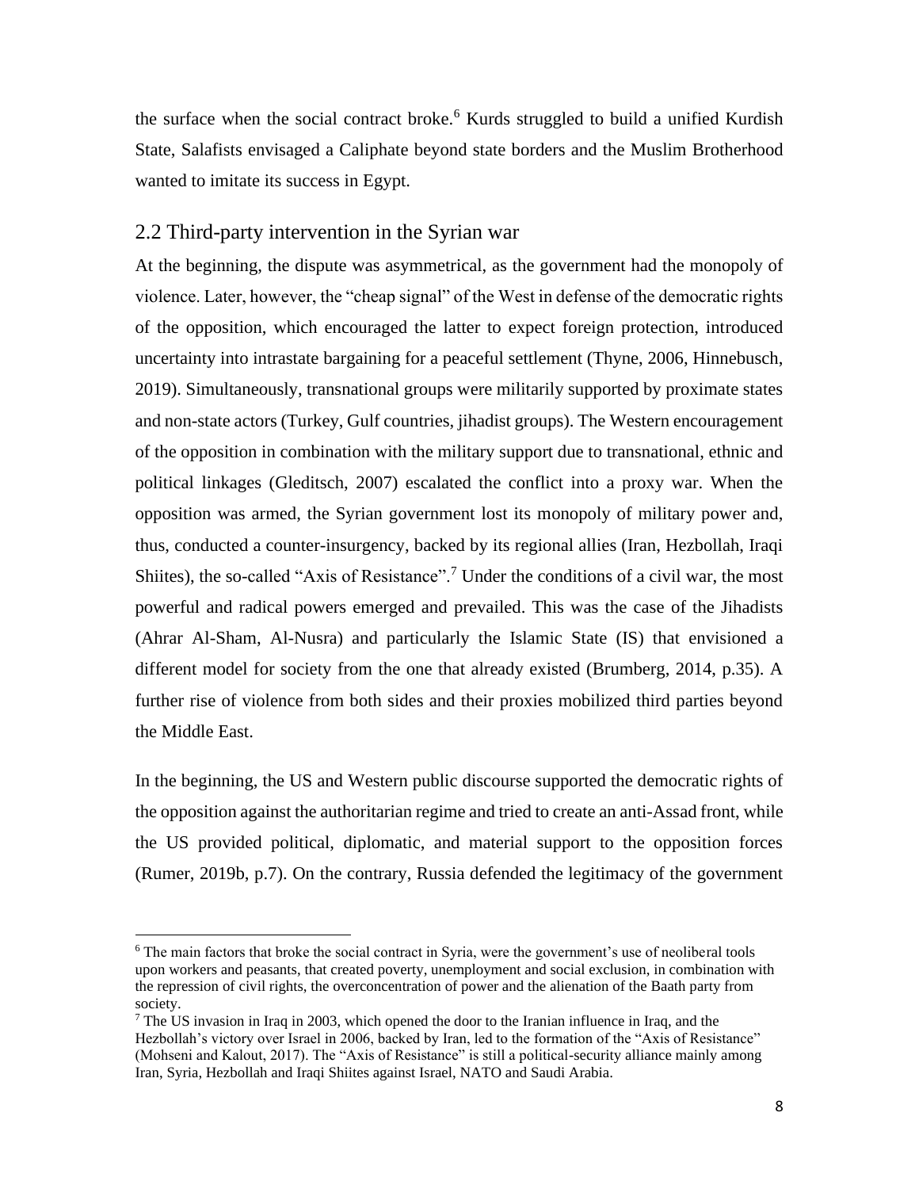the surface when the social contract broke.[6] Kurds struggled to build a unified Kurdish State, Salafists envisaged a Caliphate beyond state borders and the Muslim Brotherhood wanted to imitate its success in Egypt.

## 2.2 Third-party intervention in the Syrian war

At the beginning, the dispute was asymmetrical, as the government had the monopoly of violence. Later, however, the "cheap signal" of the West in defense of the democratic rights of the opposition, which encouraged the latter to expect foreign protection, introduced uncertainty into intrastate bargaining for a peaceful settlement (Thyne, 2006, Hinnebusch, 2019). Simultaneously, transnational groups were militarily supported by proximate states and non-state actors (Turkey, Gulf countries, jihadist groups). The Western encouragement of the opposition in combination with the military support due to transnational, ethnic and political linkages (Gleditsch, 2007) escalated the conflict into a proxy war. When the opposition was armed, the Syrian government lost its monopoly of military power and, thus, conducted a counter-insurgency, backed by its regional allies (Iran, Hezbollah, Iraqi Shiites), the so-called "Axis of Resistance".[7] Under the conditions of a civil war, the most powerful and radical powers emerged and prevailed. This was the case of the Jihadists (Ahrar Al-Sham, Al-Nusra) and particularly the Islamic State (IS) that envisioned a different model for society from the one that already existed (Brumberg, 2014, p.35). A further rise of violence from both sides and their proxies mobilized third parties beyond the Middle East.

In the beginning, the US and Western public discourse supported the democratic rights of the opposition against the authoritarian regime and tried to create an anti-Assad front, while the US provided political, diplomatic, and material support to the opposition forces (Rumer, 2019b, p.7). On the contrary, Russia defended the legitimacy of the government

---

[6] The main factors that broke the social contract in Syria, were the government's use of neoliberal tools upon workers and peasants, that created poverty, unemployment and social exclusion, in combination with the repression of civil rights, the overconcentration of power and the alienation of the Baath party from society.

[7] The US invasion in Iraq in 2003, which opened the door to the Iranian influence in Iraq, and the Hezbollah's victory over Israel in 2006, backed by Iran, led to the formation of the "Axis of Resistance" (Mohseni and Kalout, 2017). The "Axis of Resistance" is still a political-security alliance mainly among Iran, Syria, Hezbollah and Iraqi Shiites against Israel, NATO and Saudi Arabia.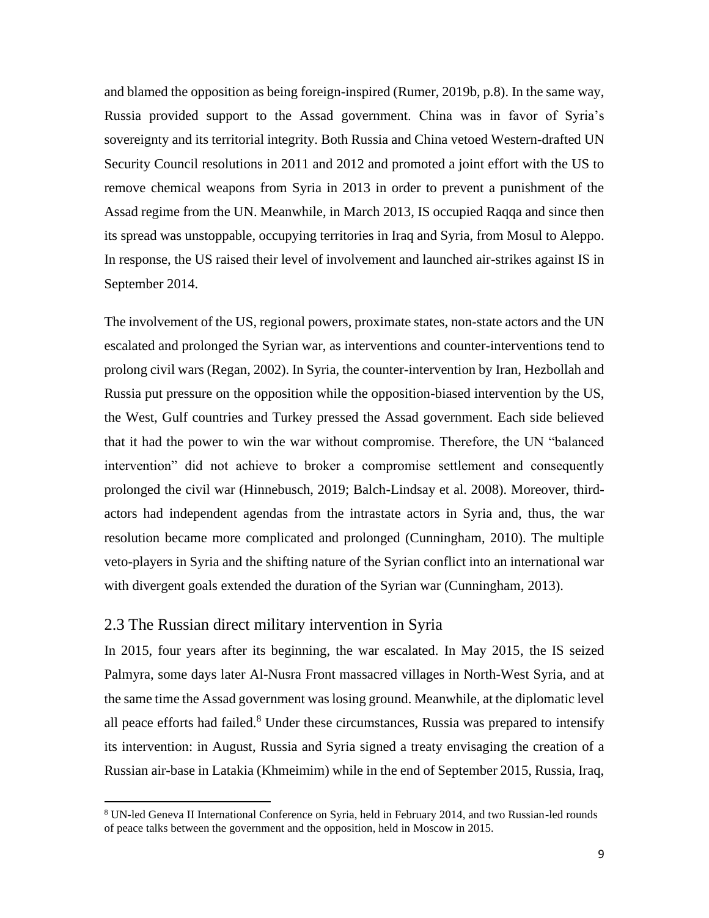and blamed the opposition as being foreign-inspired (Rumer, 2019b, p.8). In the same way, Russia provided support to the Assad government. China was in favor of Syria's sovereignty and its territorial integrity. Both Russia and China vetoed Western-drafted UN Security Council resolutions in 2011 and 2012 and promoted a joint effort with the US to remove chemical weapons from Syria in 2013 in order to prevent a punishment of the Assad regime from the UN. Meanwhile, in March 2013, IS occupied Raqqa and since then its spread was unstoppable, occupying territories in Iraq and Syria, from Mosul to Aleppo. In response, the US raised their level of involvement and launched air-strikes against IS in September 2014.

The involvement of the US, regional powers, proximate states, non-state actors and the UN escalated and prolonged the Syrian war, as interventions and counter-interventions tend to prolong civil wars (Regan, 2002). In Syria, the counter-intervention by Iran, Hezbollah and Russia put pressure on the opposition while the opposition-biased intervention by the US, the West, Gulf countries and Turkey pressed the Assad government. Each side believed that it had the power to win the war without compromise. Therefore, the UN "balanced intervention" did not achieve to broker a compromise settlement and consequently prolonged the civil war (Hinnebusch, 2019; Balch-Lindsay et al. 2008). Moreover, third-actors had independent agendas from the intrastate actors in Syria and, thus, the war resolution became more complicated and prolonged (Cunningham, 2010). The multiple veto-players in Syria and the shifting nature of the Syrian conflict into an international war with divergent goals extended the duration of the Syrian war (Cunningham, 2013).

## 2.3 The Russian direct military intervention in Syria

In 2015, four years after its beginning, the war escalated. In May 2015, the IS seized Palmyra, some days later Al-Nusra Front massacred villages in North-West Syria, and at the same time the Assad government was losing ground. Meanwhile, at the diplomatic level all peace efforts had failed.[8] Under these circumstances, Russia was prepared to intensify its intervention: in August, Russia and Syria signed a treaty envisaging the creation of a Russian air-base in Latakia (Khmeimim) while in the end of September 2015, Russia, Iraq,

[8] UN-led Geneva II International Conference on Syria, held in February 2014, and two Russian-led rounds of peace talks between the government and the opposition, held in Moscow in 2015.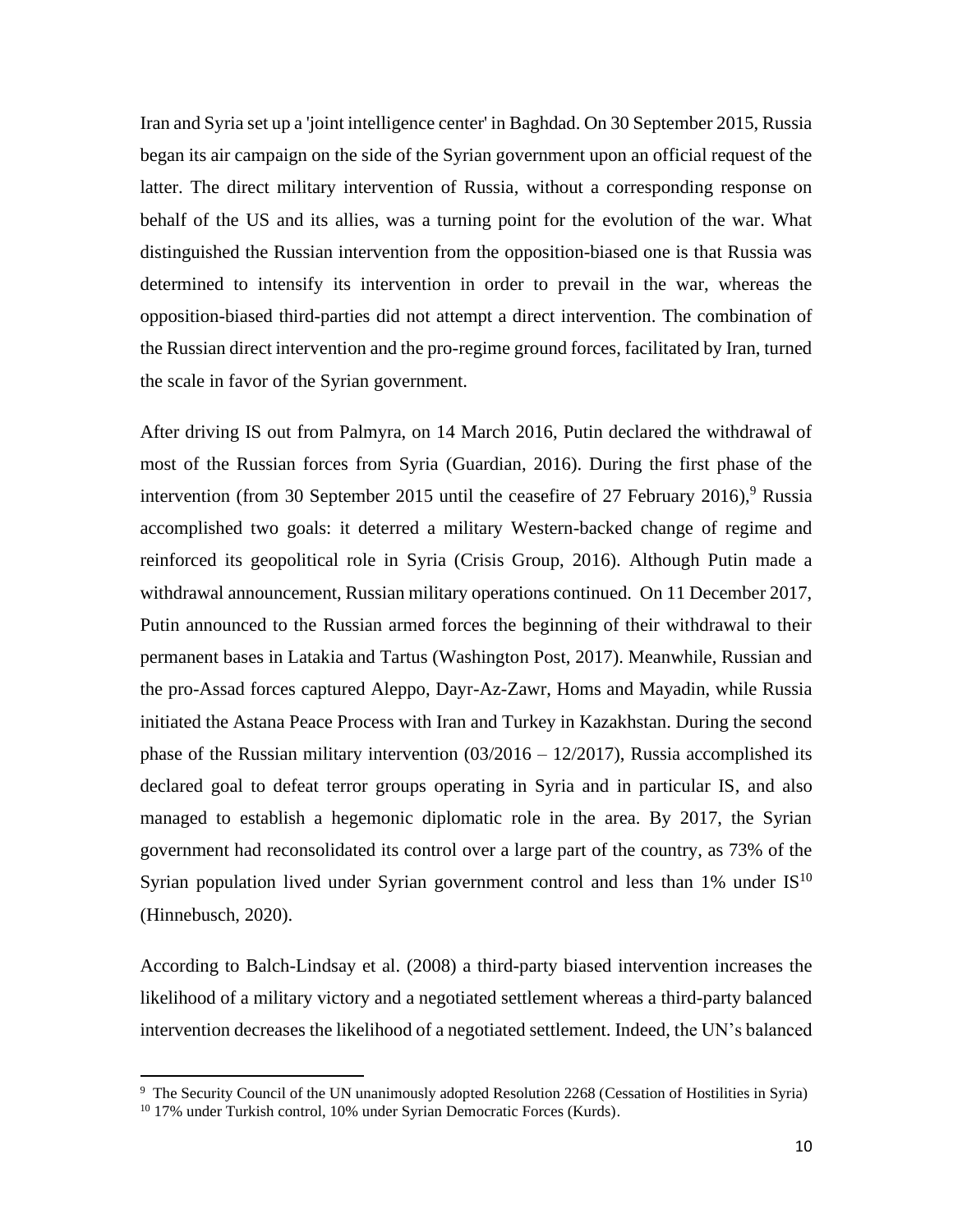Iran and Syria set up a 'joint intelligence center' in Baghdad. On 30 September 2015, Russia began its air campaign on the side of the Syrian government upon an official request of the latter. The direct military intervention of Russia, without a corresponding response on behalf of the US and its allies, was a turning point for the evolution of the war. What distinguished the Russian intervention from the opposition-biased one is that Russia was determined to intensify its intervention in order to prevail in the war, whereas the opposition-biased third-parties did not attempt a direct intervention. The combination of the Russian direct intervention and the pro-regime ground forces, facilitated by Iran, turned the scale in favor of the Syrian government.

After driving IS out from Palmyra, on 14 March 2016, Putin declared the withdrawal of most of the Russian forces from Syria (Guardian, 2016). During the first phase of the intervention (from 30 September 2015 until the ceasefire of 27 February 2016),[9] Russia accomplished two goals: it deterred a military Western-backed change of regime and reinforced its geopolitical role in Syria (Crisis Group, 2016). Although Putin made a withdrawal announcement, Russian military operations continued. On 11 December 2017, Putin announced to the Russian armed forces the beginning of their withdrawal to their permanent bases in Latakia and Tartus (Washington Post, 2017). Meanwhile, Russian and the pro-Assad forces captured Aleppo, Dayr-Az-Zawr, Homs and Mayadin, while Russia initiated the Astana Peace Process with Iran and Turkey in Kazakhstan. During the second phase of the Russian military intervention (03/2016 – 12/2017), Russia accomplished its declared goal to defeat terror groups operating in Syria and in particular IS, and also managed to establish a hegemonic diplomatic role in the area. By 2017, the Syrian government had reconsolidated its control over a large part of the country, as 73% of the Syrian population lived under Syrian government control and less than 1% under IS[10] (Hinnebusch, 2020).

According to Balch-Lindsay et al. (2008) a third-party biased intervention increases the likelihood of a military victory and a negotiated settlement whereas a third-party balanced intervention decreases the likelihood of a negotiated settlement. Indeed, the UN's balanced

[9] The Security Council of the UN unanimously adopted Resolution 2268 (Cessation of Hostilities in Syria)

[10] 17% under Turkish control, 10% under Syrian Democratic Forces (Kurds).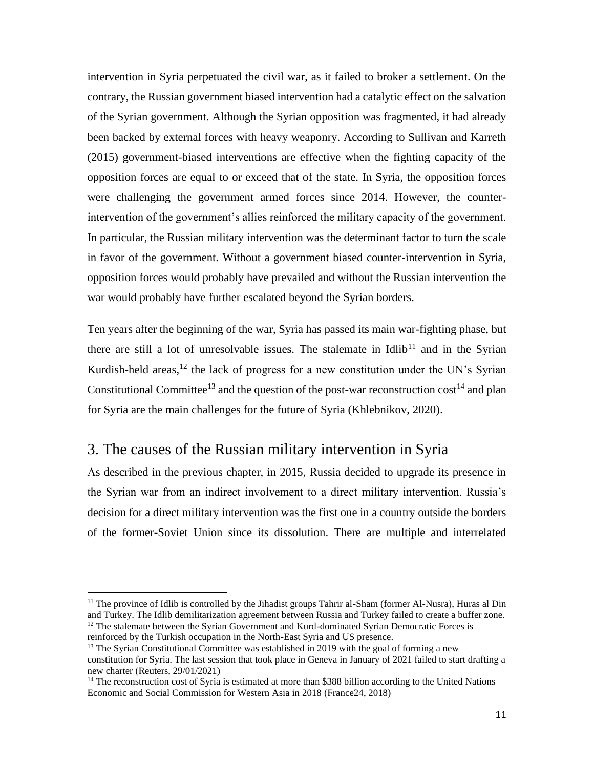intervention in Syria perpetuated the civil war, as it failed to broker a settlement. On the contrary, the Russian government biased intervention had a catalytic effect on the salvation of the Syrian government. Although the Syrian opposition was fragmented, it had already been backed by external forces with heavy weaponry. According to Sullivan and Karreth (2015) government-biased interventions are effective when the fighting capacity of the opposition forces are equal to or exceed that of the state. In Syria, the opposition forces were challenging the government armed forces since 2014. However, the counter-intervention of the government's allies reinforced the military capacity of the government. In particular, the Russian military intervention was the determinant factor to turn the scale in favor of the government. Without a government biased counter-intervention in Syria, opposition forces would probably have prevailed and without the Russian intervention the war would probably have further escalated beyond the Syrian borders.

Ten years after the beginning of the war, Syria has passed its main war-fighting phase, but there are still a lot of unresolvable issues. The stalemate in Idlib[11] and in the Syrian Kurdish-held areas,[12] the lack of progress for a new constitution under the UN's Syrian Constitutional Committee[13] and the question of the post-war reconstruction cost[14] and plan for Syria are the main challenges for the future of Syria (Khlebnikov, 2020).

## 3. The causes of the Russian military intervention in Syria

As described in the previous chapter, in 2015, Russia decided to upgrade its presence in the Syrian war from an indirect involvement to a direct military intervention. Russia's decision for a direct military intervention was the first one in a country outside the borders of the former-Soviet Union since its dissolution. There are multiple and interrelated

---

[11] The province of Idlib is controlled by the Jihadist groups Tahrir al-Sham (former Al-Nusra), Huras al Din and Turkey. The Idlib demilitarization agreement between Russia and Turkey failed to create a buffer zone.

[12] The stalemate between the Syrian Government and Kurd-dominated Syrian Democratic Forces is reinforced by the Turkish occupation in the North-East Syria and US presence.

[13] The Syrian Constitutional Committee was established in 2019 with the goal of forming a new constitution for Syria. The last session that took place in Geneva in January of 2021 failed to start drafting a new charter (Reuters, 29/01/2021)

[14] The reconstruction cost of Syria is estimated at more than $388 billion according to the United Nations Economic and Social Commission for Western Asia in 2018 (France24, 2018)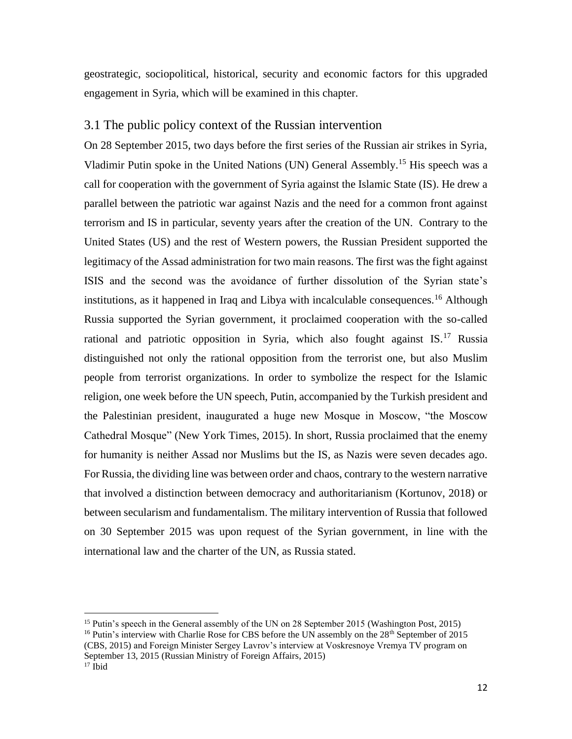geostrategic, sociopolitical, historical, security and economic factors for this upgraded engagement in Syria, which will be examined in this chapter.

## 3.1 The public policy context of the Russian intervention

On 28 September 2015, two days before the first series of the Russian air strikes in Syria, Vladimir Putin spoke in the United Nations (UN) General Assembly.[15] His speech was a call for cooperation with the government of Syria against the Islamic State (IS). He drew a parallel between the patriotic war against Nazis and the need for a common front against terrorism and IS in particular, seventy years after the creation of the UN. Contrary to the United States (US) and the rest of Western powers, the Russian President supported the legitimacy of the Assad administration for two main reasons. The first was the fight against ISIS and the second was the avoidance of further dissolution of the Syrian state's institutions, as it happened in Iraq and Libya with incalculable consequences.[16] Although Russia supported the Syrian government, it proclaimed cooperation with the so-called rational and patriotic opposition in Syria, which also fought against IS.[17] Russia distinguished not only the rational opposition from the terrorist one, but also Muslim people from terrorist organizations. In order to symbolize the respect for the Islamic religion, one week before the UN speech, Putin, accompanied by the Turkish president and the Palestinian president, inaugurated a huge new Mosque in Moscow, "the Moscow Cathedral Mosque" (New York Times, 2015). In short, Russia proclaimed that the enemy for humanity is neither Assad nor Muslims but the IS, as Nazis were seven decades ago. For Russia, the dividing line was between order and chaos, contrary to the western narrative that involved a distinction between democracy and authoritarianism (Kortunov, 2018) or between secularism and fundamentalism. The military intervention of Russia that followed on 30 September 2015 was upon request of the Syrian government, in line with the international law and the charter of the UN, as Russia stated.

---

[15] Putin's speech in the General assembly of the UN on 28 September 2015 (Washington Post, 2015)

[16] Putin's interview with Charlie Rose for CBS before the UN assembly on the 28th September of 2015 (CBS, 2015) and Foreign Minister Sergey Lavrov's interview at Voskresnoye Vremya TV program on September 13, 2015 (Russian Ministry of Foreign Affairs, 2015)

[17] Ibid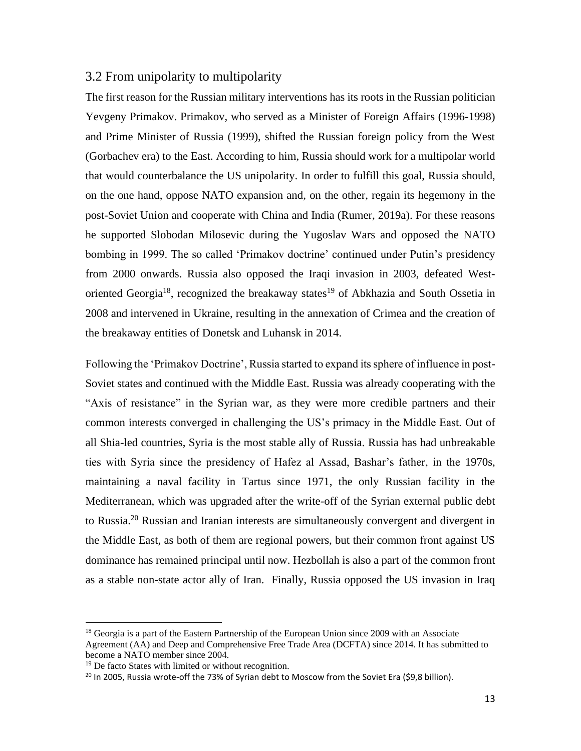## 3.2 From unipolarity to multipolarity

The first reason for the Russian military interventions has its roots in the Russian politician Yevgeny Primakov. Primakov, who served as a Minister of Foreign Affairs (1996-1998) and Prime Minister of Russia (1999), shifted the Russian foreign policy from the West (Gorbachev era) to the East. According to him, Russia should work for a multipolar world that would counterbalance the US unipolarity. In order to fulfill this goal, Russia should, on the one hand, oppose NATO expansion and, on the other, regain its hegemony in the post-Soviet Union and cooperate with China and India (Rumer, 2019a). For these reasons he supported Slobodan Milosevic during the Yugoslav Wars and opposed the NATO bombing in 1999. The so called 'Primakov doctrine' continued under Putin's presidency from 2000 onwards. Russia also opposed the Iraqi invasion in 2003, defeated West-oriented Georgia[18], recognized the breakaway states[19] of Abkhazia and South Ossetia in 2008 and intervened in Ukraine, resulting in the annexation of Crimea and the creation of the breakaway entities of Donetsk and Luhansk in 2014.

Following the 'Primakov Doctrine', Russia started to expand its sphere of influence in post-Soviet states and continued with the Middle East. Russia was already cooperating with the "Axis of resistance" in the Syrian war, as they were more credible partners and their common interests converged in challenging the US's primacy in the Middle East. Out of all Shia-led countries, Syria is the most stable ally of Russia. Russia has had unbreakable ties with Syria since the presidency of Hafez al Assad, Bashar's father, in the 1970s, maintaining a naval facility in Tartus since 1971, the only Russian facility in the Mediterranean, which was upgraded after the write-off of the Syrian external public debt to Russia.[20] Russian and Iranian interests are simultaneously convergent and divergent in the Middle East, as both of them are regional powers, but their common front against US dominance has remained principal until now. Hezbollah is also a part of the common front as a stable non-state actor ally of Iran. Finally, Russia opposed the US invasion in Iraq

---

[18] Georgia is a part of the Eastern Partnership of the European Union since 2009 with an Associate Agreement (AA) and Deep and Comprehensive Free Trade Area (DCFTA) since 2014. It has submitted to become a NATO member since 2004.

[19] De facto States with limited or without recognition.

[20] In 2005, Russia wrote-off the 73% of Syrian debt to Moscow from the Soviet Era ($9,8 billion).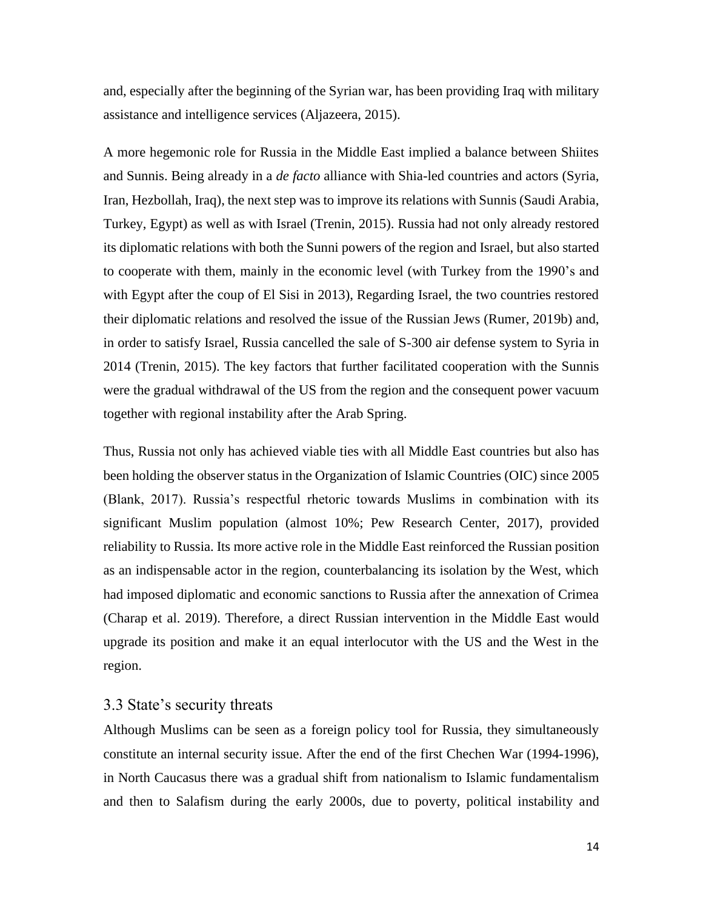and, especially after the beginning of the Syrian war, has been providing Iraq with military assistance and intelligence services (Aljazeera, 2015).

A more hegemonic role for Russia in the Middle East implied a balance between Shiites and Sunnis. Being already in a *de facto* alliance with Shia-led countries and actors (Syria, Iran, Hezbollah, Iraq), the next step was to improve its relations with Sunnis (Saudi Arabia, Turkey, Egypt) as well as with Israel (Trenin, 2015). Russia had not only already restored its diplomatic relations with both the Sunni powers of the region and Israel, but also started to cooperate with them, mainly in the economic level (with Turkey from the 1990's and with Egypt after the coup of El Sisi in 2013), Regarding Israel, the two countries restored their diplomatic relations and resolved the issue of the Russian Jews (Rumer, 2019b) and, in order to satisfy Israel, Russia cancelled the sale of S-300 air defense system to Syria in 2014 (Trenin, 2015). The key factors that further facilitated cooperation with the Sunnis were the gradual withdrawal of the US from the region and the consequent power vacuum together with regional instability after the Arab Spring.

Thus, Russia not only has achieved viable ties with all Middle East countries but also has been holding the observer status in the Organization of Islamic Countries (OIC) since 2005 (Blank, 2017). Russia's respectful rhetoric towards Muslims in combination with its significant Muslim population (almost 10%; Pew Research Center, 2017), provided reliability to Russia. Its more active role in the Middle East reinforced the Russian position as an indispensable actor in the region, counterbalancing its isolation by the West, which had imposed diplomatic and economic sanctions to Russia after the annexation of Crimea (Charap et al. 2019). Therefore, a direct Russian intervention in the Middle East would upgrade its position and make it an equal interlocutor with the US and the West in the region.

### 3.3 State's security threats

Although Muslims can be seen as a foreign policy tool for Russia, they simultaneously constitute an internal security issue. After the end of the first Chechen War (1994-1996), in North Caucasus there was a gradual shift from nationalism to Islamic fundamentalism and then to Salafism during the early 2000s, due to poverty, political instability and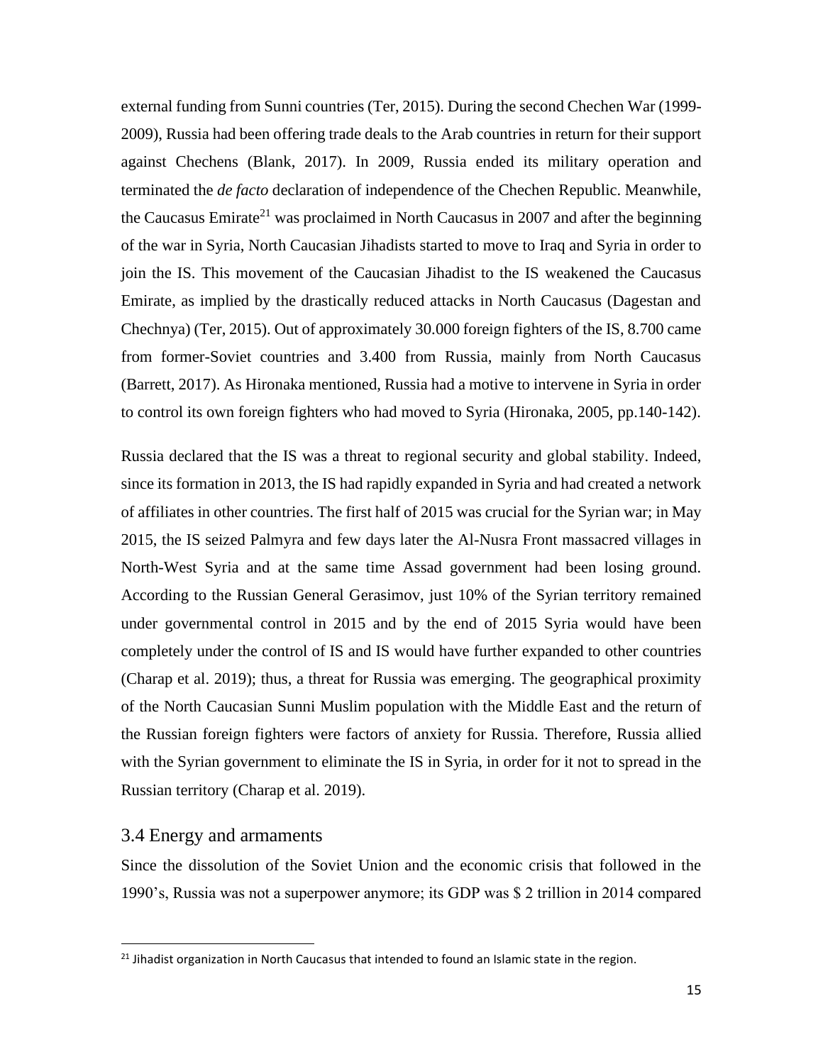external funding from Sunni countries (Ter, 2015). During the second Chechen War (1999-2009), Russia had been offering trade deals to the Arab countries in return for their support against Chechens (Blank, 2017). In 2009, Russia ended its military operation and terminated the *de facto* declaration of independence of the Chechen Republic. Meanwhile, the Caucasus Emirate[21] was proclaimed in North Caucasus in 2007 and after the beginning of the war in Syria, North Caucasian Jihadists started to move to Iraq and Syria in order to join the IS. This movement of the Caucasian Jihadist to the IS weakened the Caucasus Emirate, as implied by the drastically reduced attacks in North Caucasus (Dagestan and Chechnya) (Ter, 2015). Out of approximately 30.000 foreign fighters of the IS, 8.700 came from former-Soviet countries and 3.400 from Russia, mainly from North Caucasus (Barrett, 2017). As Hironaka mentioned, Russia had a motive to intervene in Syria in order to control its own foreign fighters who had moved to Syria (Hironaka, 2005, pp.140-142).

Russia declared that the IS was a threat to regional security and global stability. Indeed, since its formation in 2013, the IS had rapidly expanded in Syria and had created a network of affiliates in other countries. The first half of 2015 was crucial for the Syrian war; in May 2015, the IS seized Palmyra and few days later the Al-Nusra Front massacred villages in North-West Syria and at the same time Assad government had been losing ground. According to the Russian General Gerasimov, just 10% of the Syrian territory remained under governmental control in 2015 and by the end of 2015 Syria would have been completely under the control of IS and IS would have further expanded to other countries (Charap et al. 2019); thus, a threat for Russia was emerging. The geographical proximity of the North Caucasian Sunni Muslim population with the Middle East and the return of the Russian foreign fighters were factors of anxiety for Russia. Therefore, Russia allied with the Syrian government to eliminate the IS in Syria, in order for it not to spread in the Russian territory (Charap et al. 2019).

## 3.4 Energy and armaments

Since the dissolution of the Soviet Union and the economic crisis that followed in the 1990's, Russia was not a superpower anymore; its GDP was $ 2 trillion in 2014 compared

[21] Jihadist organization in North Caucasus that intended to found an Islamic state in the region.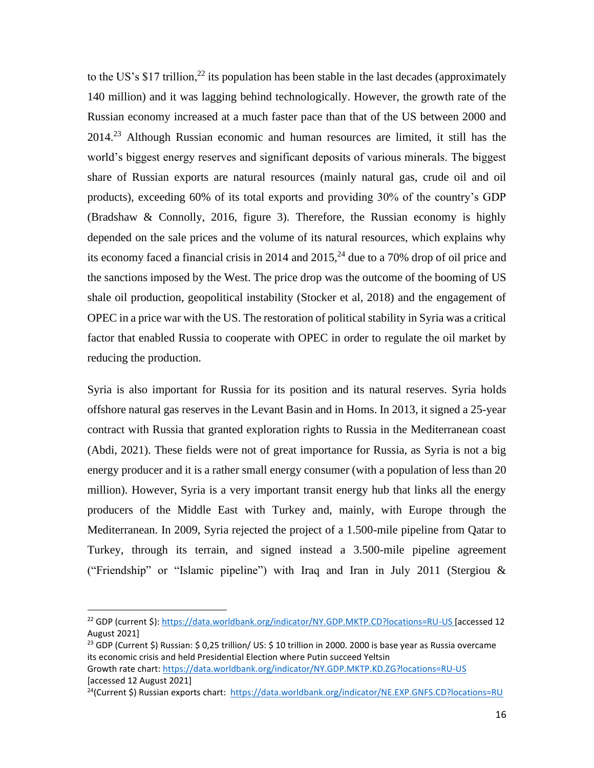to the US's $17 trillion,[22] its population has been stable in the last decades (approximately 140 million) and it was lagging behind technologically. However, the growth rate of the Russian economy increased at a much faster pace than that of the US between 2000 and 2014.[23] Although Russian economic and human resources are limited, it still has the world's biggest energy reserves and significant deposits of various minerals. The biggest share of Russian exports are natural resources (mainly natural gas, crude oil and oil products), exceeding 60% of its total exports and providing 30% of the country's GDP (Bradshaw & Connolly, 2016, figure 3). Therefore, the Russian economy is highly depended on the sale prices and the volume of its natural resources, which explains why its economy faced a financial crisis in 2014 and 2015,[24] due to a 70% drop of oil price and the sanctions imposed by the West. The price drop was the outcome of the booming of US shale oil production, geopolitical instability (Stocker et al, 2018) and the engagement of OPEC in a price war with the US. The restoration of political stability in Syria was a critical factor that enabled Russia to cooperate with OPEC in order to regulate the oil market by reducing the production.

Syria is also important for Russia for its position and its natural reserves. Syria holds offshore natural gas reserves in the Levant Basin and in Homs. In 2013, it signed a 25-year contract with Russia that granted exploration rights to Russia in the Mediterranean coast (Abdi, 2021). These fields were not of great importance for Russia, as Syria is not a big energy producer and it is a rather small energy consumer (with a population of less than 20 million). However, Syria is a very important transit energy hub that links all the energy producers of the Middle East with Turkey and, mainly, with Europe through the Mediterranean. In 2009, Syria rejected the project of a 1.500-mile pipeline from Qatar to Turkey, through its terrain, and signed instead a 3.500-mile pipeline agreement ("Friendship" or "Islamic pipeline") with Iraq and Iran in July 2011 (Stergiou &

---

[22] GDP (current $): https://data.worldbank.org/indicator/NY.GDP.MKTP.CD?locations=RU-US [accessed 12 August 2021]

[23] GDP (Current $) Russian: $ 0,25 trillion/ US: $ 10 trillion in 2000. 2000 is base year as Russia overcame its economic crisis and held Presidential Election where Putin succeed Yeltsin
Growth rate chart: https://data.worldbank.org/indicator/NY.GDP.MKTP.KD.ZG?locations=RU-US [accessed 12 August 2021]

[24](Current $) Russian exports chart: https://data.worldbank.org/indicator/NE.EXP.GNFS.CD?locations=RU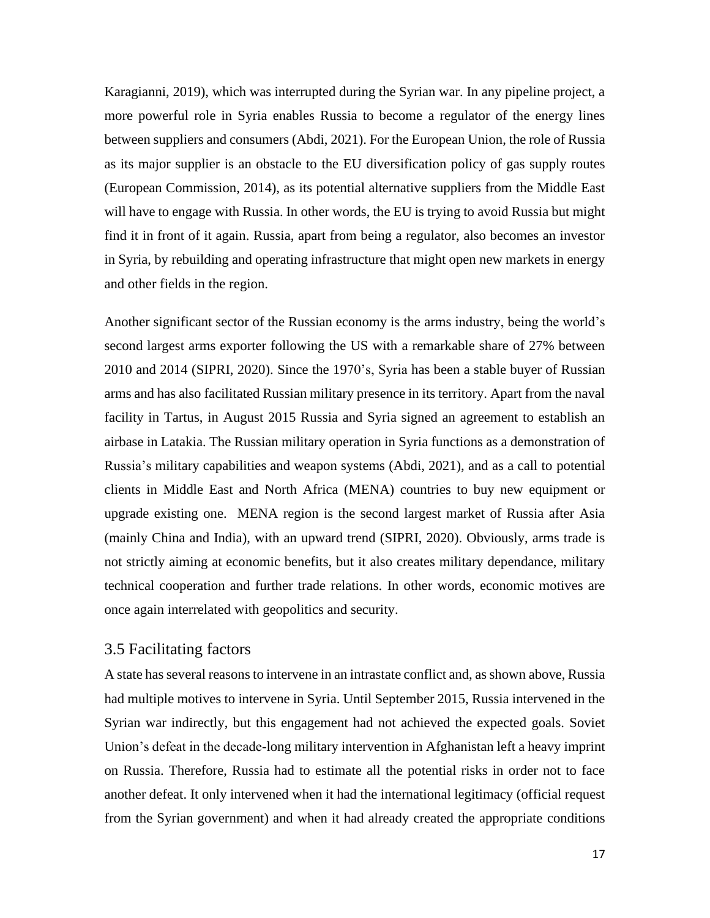Karagianni, 2019), which was interrupted during the Syrian war. In any pipeline project, a more powerful role in Syria enables Russia to become a regulator of the energy lines between suppliers and consumers (Abdi, 2021). For the European Union, the role of Russia as its major supplier is an obstacle to the EU diversification policy of gas supply routes (European Commission, 2014), as its potential alternative suppliers from the Middle East will have to engage with Russia. In other words, the EU is trying to avoid Russia but might find it in front of it again. Russia, apart from being a regulator, also becomes an investor in Syria, by rebuilding and operating infrastructure that might open new markets in energy and other fields in the region.

Another significant sector of the Russian economy is the arms industry, being the world's second largest arms exporter following the US with a remarkable share of 27% between 2010 and 2014 (SIPRI, 2020). Since the 1970's, Syria has been a stable buyer of Russian arms and has also facilitated Russian military presence in its territory. Apart from the naval facility in Tartus, in August 2015 Russia and Syria signed an agreement to establish an airbase in Latakia. The Russian military operation in Syria functions as a demonstration of Russia's military capabilities and weapon systems (Abdi, 2021), and as a call to potential clients in Middle East and North Africa (MENA) countries to buy new equipment or upgrade existing one. MENA region is the second largest market of Russia after Asia (mainly China and India), with an upward trend (SIPRI, 2020). Obviously, arms trade is not strictly aiming at economic benefits, but it also creates military dependance, military technical cooperation and further trade relations. In other words, economic motives are once again interrelated with geopolitics and security.

## 3.5 Facilitating factors

A state has several reasons to intervene in an intrastate conflict and, as shown above, Russia had multiple motives to intervene in Syria. Until September 2015, Russia intervened in the Syrian war indirectly, but this engagement had not achieved the expected goals. Soviet Union's defeat in the decade-long military intervention in Afghanistan left a heavy imprint on Russia. Therefore, Russia had to estimate all the potential risks in order not to face another defeat. It only intervened when it had the international legitimacy (official request from the Syrian government) and when it had already created the appropriate conditions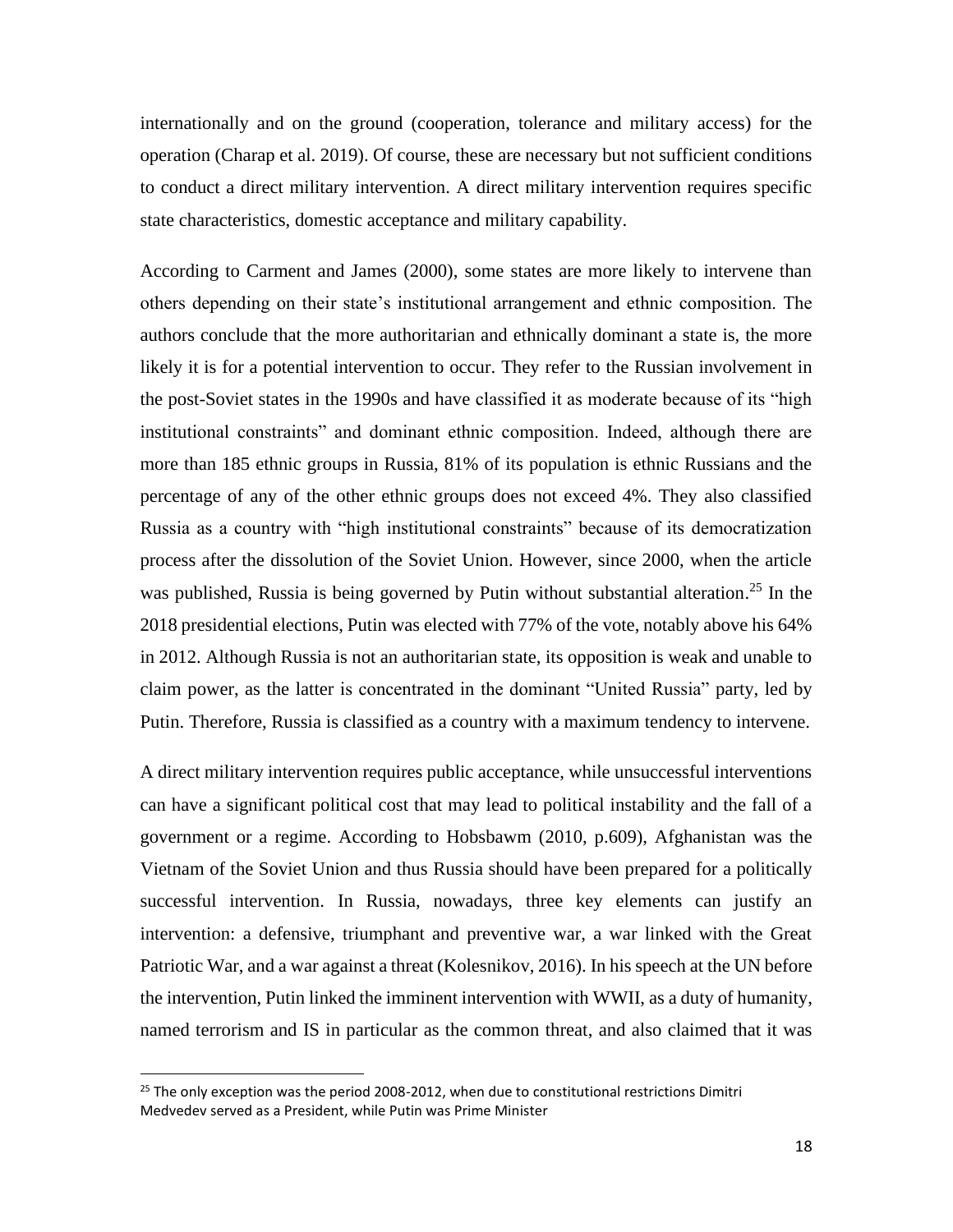internationally and on the ground (cooperation, tolerance and military access) for the operation (Charap et al. 2019). Of course, these are necessary but not sufficient conditions to conduct a direct military intervention. A direct military intervention requires specific state characteristics, domestic acceptance and military capability.

According to Carment and James (2000), some states are more likely to intervene than others depending on their state's institutional arrangement and ethnic composition. The authors conclude that the more authoritarian and ethnically dominant a state is, the more likely it is for a potential intervention to occur. They refer to the Russian involvement in the post-Soviet states in the 1990s and have classified it as moderate because of its "high institutional constraints" and dominant ethnic composition. Indeed, although there are more than 185 ethnic groups in Russia, 81% of its population is ethnic Russians and the percentage of any of the other ethnic groups does not exceed 4%. They also classified Russia as a country with "high institutional constraints" because of its democratization process after the dissolution of the Soviet Union. However, since 2000, when the article was published, Russia is being governed by Putin without substantial alteration.[25] In the 2018 presidential elections, Putin was elected with 77% of the vote, notably above his 64% in 2012. Although Russia is not an authoritarian state, its opposition is weak and unable to claim power, as the latter is concentrated in the dominant "United Russia" party, led by Putin. Therefore, Russia is classified as a country with a maximum tendency to intervene.

A direct military intervention requires public acceptance, while unsuccessful interventions can have a significant political cost that may lead to political instability and the fall of a government or a regime. According to Hobsbawm (2010, p.609), Afghanistan was the Vietnam of the Soviet Union and thus Russia should have been prepared for a politically successful intervention. In Russia, nowadays, three key elements can justify an intervention: a defensive, triumphant and preventive war, a war linked with the Great Patriotic War, and a war against a threat (Kolesnikov, 2016). In his speech at the UN before the intervention, Putin linked the imminent intervention with WWII, as a duty of humanity, named terrorism and IS in particular as the common threat, and also claimed that it was

[25] The only exception was the period 2008-2012, when due to constitutional restrictions Dimitri Medvedev served as a President, while Putin was Prime Minister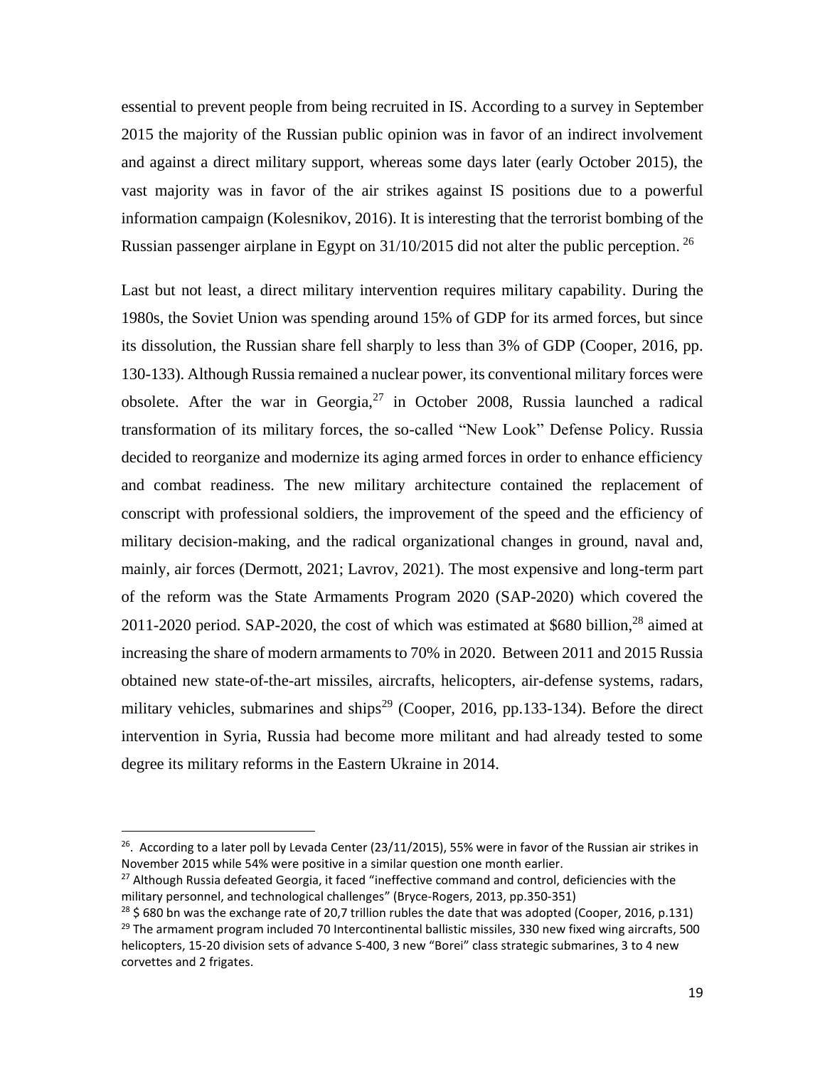essential to prevent people from being recruited in IS. According to a survey in September 2015 the majority of the Russian public opinion was in favor of an indirect involvement and against a direct military support, whereas some days later (early October 2015), the vast majority was in favor of the air strikes against IS positions due to a powerful information campaign (Kolesnikov, 2016). It is interesting that the terrorist bombing of the Russian passenger airplane in Egypt on 31/10/2015 did not alter the public perception. [26]

Last but not least, a direct military intervention requires military capability. During the 1980s, the Soviet Union was spending around 15% of GDP for its armed forces, but since its dissolution, the Russian share fell sharply to less than 3% of GDP (Cooper, 2016, pp. 130-133). Although Russia remained a nuclear power, its conventional military forces were obsolete. After the war in Georgia,[27] in October 2008, Russia launched a radical transformation of its military forces, the so-called "New Look" Defense Policy. Russia decided to reorganize and modernize its aging armed forces in order to enhance efficiency and combat readiness. The new military architecture contained the replacement of conscript with professional soldiers, the improvement of the speed and the efficiency of military decision-making, and the radical organizational changes in ground, naval and, mainly, air forces (Dermott, 2021; Lavrov, 2021). The most expensive and long-term part of the reform was the State Armaments Program 2020 (SAP-2020) which covered the 2011-2020 period. SAP-2020, the cost of which was estimated at $680 billion,[28] aimed at increasing the share of modern armaments to 70% in 2020. Between 2011 and 2015 Russia obtained new state-of-the-art missiles, aircrafts, helicopters, air-defense systems, radars, military vehicles, submarines and ships[29] (Cooper, 2016, pp.133-134). Before the direct intervention in Syria, Russia had become more militant and had already tested to some degree its military reforms in the Eastern Ukraine in 2014.

---

[26]. According to a later poll by Levada Center (23/11/2015), 55% were in favor of the Russian air strikes in November 2015 while 54% were positive in a similar question one month earlier.

[27] Although Russia defeated Georgia, it faced "ineffective command and control, deficiencies with the military personnel, and technological challenges" (Bryce-Rogers, 2013, pp.350-351)

[28] $ 680 bn was the exchange rate of 20,7 trillion rubles the date that was adopted (Cooper, 2016, p.131)

[29] The armament program included 70 Intercontinental ballistic missiles, 330 new fixed wing aircrafts, 500 helicopters, 15-20 division sets of advance S-400, 3 new "Borei" class strategic submarines, 3 to 4 new corvettes and 2 frigates.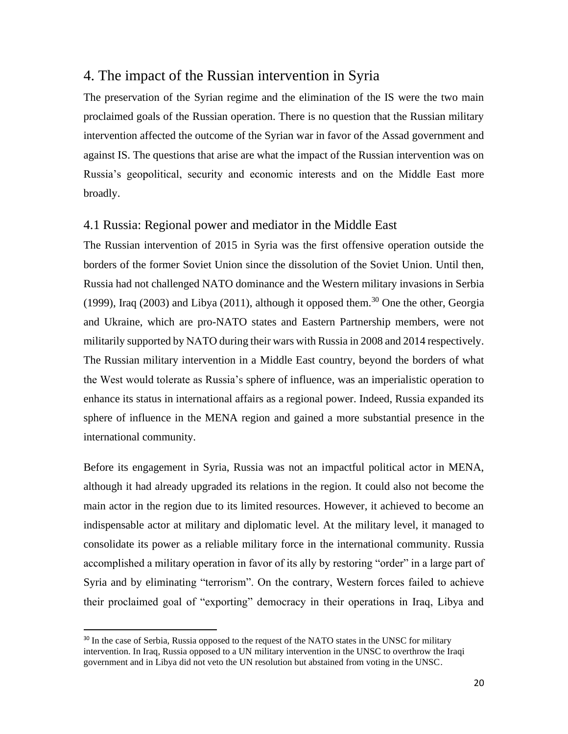## 4. The impact of the Russian intervention in Syria

The preservation of the Syrian regime and the elimination of the IS were the two main proclaimed goals of the Russian operation. There is no question that the Russian military intervention affected the outcome of the Syrian war in favor of the Assad government and against IS. The questions that arise are what the impact of the Russian intervention was on Russia's geopolitical, security and economic interests and on the Middle East more broadly.

### 4.1 Russia: Regional power and mediator in the Middle East

The Russian intervention of 2015 in Syria was the first offensive operation outside the borders of the former Soviet Union since the dissolution of the Soviet Union. Until then, Russia had not challenged NATO dominance and the Western military invasions in Serbia (1999), Iraq (2003) and Libya (2011), although it opposed them.[30] One the other, Georgia and Ukraine, which are pro-NATO states and Eastern Partnership members, were not militarily supported by NATO during their wars with Russia in 2008 and 2014 respectively. The Russian military intervention in a Middle East country, beyond the borders of what the West would tolerate as Russia's sphere of influence, was an imperialistic operation to enhance its status in international affairs as a regional power. Indeed, Russia expanded its sphere of influence in the MENA region and gained a more substantial presence in the international community.

Before its engagement in Syria, Russia was not an impactful political actor in MENA, although it had already upgraded its relations in the region. It could also not become the main actor in the region due to its limited resources. However, it achieved to become an indispensable actor at military and diplomatic level. At the military level, it managed to consolidate its power as a reliable military force in the international community. Russia accomplished a military operation in favor of its ally by restoring "order" in a large part of Syria and by eliminating "terrorism". On the contrary, Western forces failed to achieve their proclaimed goal of "exporting" democracy in their operations in Iraq, Libya and

[30] In the case of Serbia, Russia opposed to the request of the NATO states in the UNSC for military intervention. In Iraq, Russia opposed to a UN military intervention in the UNSC to overthrow the Iraqi government and in Libya did not veto the UN resolution but abstained from voting in the UNSC.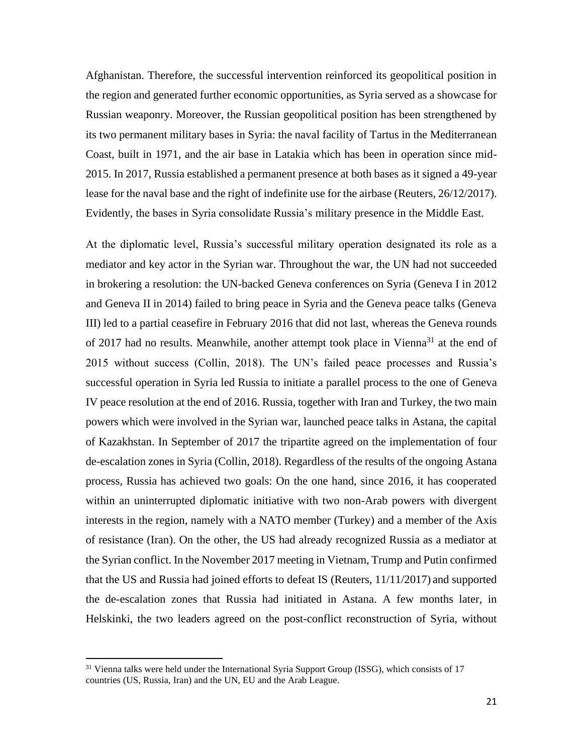Afghanistan. Therefore, the successful intervention reinforced its geopolitical position in the region and generated further economic opportunities, as Syria served as a showcase for Russian weaponry. Moreover, the Russian geopolitical position has been strengthened by its two permanent military bases in Syria: the naval facility of Tartus in the Mediterranean Coast, built in 1971, and the air base in Latakia which has been in operation since mid-2015. In 2017, Russia established a permanent presence at both bases as it signed a 49-year lease for the naval base and the right of indefinite use for the airbase (Reuters, 26/12/2017). Evidently, the bases in Syria consolidate Russia's military presence in the Middle East.

At the diplomatic level, Russia's successful military operation designated its role as a mediator and key actor in the Syrian war. Throughout the war, the UN had not succeeded in brokering a resolution: the UN-backed Geneva conferences on Syria (Geneva I in 2012 and Geneva II in 2014) failed to bring peace in Syria and the Geneva peace talks (Geneva III) led to a partial ceasefire in February 2016 that did not last, whereas the Geneva rounds of 2017 had no results. Meanwhile, another attempt took place in Vienna[31] at the end of 2015 without success (Collin, 2018). The UN's failed peace processes and Russia's successful operation in Syria led Russia to initiate a parallel process to the one of Geneva IV peace resolution at the end of 2016. Russia, together with Iran and Turkey, the two main powers which were involved in the Syrian war, launched peace talks in Astana, the capital of Kazakhstan. In September of 2017 the tripartite agreed on the implementation of four de-escalation zones in Syria (Collin, 2018). Regardless of the results of the ongoing Astana process, Russia has achieved two goals: On the one hand, since 2016, it has cooperated within an uninterrupted diplomatic initiative with two non-Arab powers with divergent interests in the region, namely with a NATO member (Turkey) and a member of the Axis of resistance (Iran). On the other, the US had already recognized Russia as a mediator at the Syrian conflict. In the November 2017 meeting in Vietnam, Trump and Putin confirmed that the US and Russia had joined efforts to defeat IS (Reuters, 11/11/2017) and supported the de-escalation zones that Russia had initiated in Astana. A few months later, in Helskinki, the two leaders agreed on the post-conflict reconstruction of Syria, without

[31] Vienna talks were held under the International Syria Support Group (ISSG), which consists of 17 countries (US, Russia, Iran) and the UN, EU and the Arab League.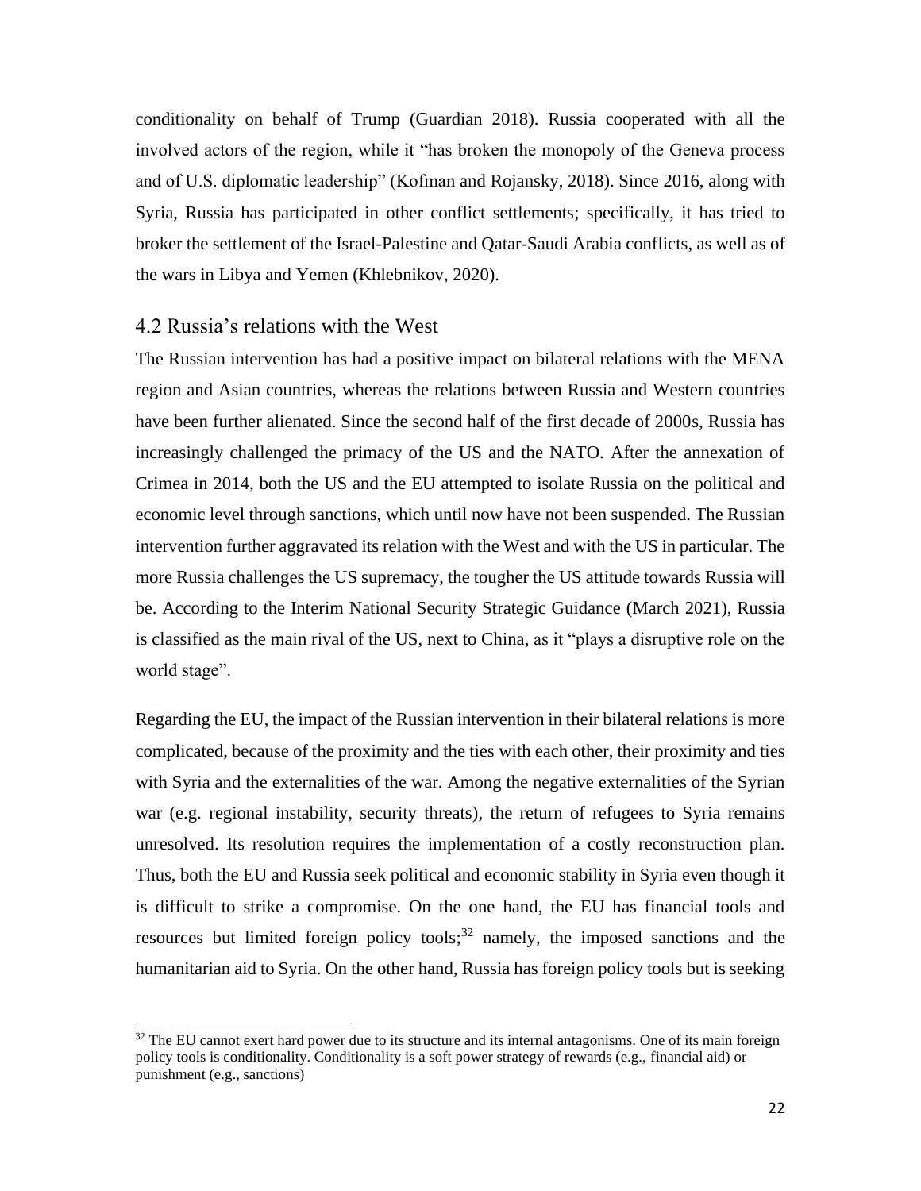conditionality on behalf of Trump (Guardian 2018). Russia cooperated with all the involved actors of the region, while it "has broken the monopoly of the Geneva process and of U.S. diplomatic leadership" (Kofman and Rojansky, 2018). Since 2016, along with Syria, Russia has participated in other conflict settlements; specifically, it has tried to broker the settlement of the Israel-Palestine and Qatar-Saudi Arabia conflicts, as well as of the wars in Libya and Yemen (Khlebnikov, 2020).

## 4.2 Russia's relations with the West

The Russian intervention has had a positive impact on bilateral relations with the MENA region and Asian countries, whereas the relations between Russia and Western countries have been further alienated. Since the second half of the first decade of 2000s, Russia has increasingly challenged the primacy of the US and the NATO. After the annexation of Crimea in 2014, both the US and the EU attempted to isolate Russia on the political and economic level through sanctions, which until now have not been suspended. The Russian intervention further aggravated its relation with the West and with the US in particular. The more Russia challenges the US supremacy, the tougher the US attitude towards Russia will be. According to the Interim National Security Strategic Guidance (March 2021), Russia is classified as the main rival of the US, next to China, as it "plays a disruptive role on the world stage".

Regarding the EU, the impact of the Russian intervention in their bilateral relations is more complicated, because of the proximity and the ties with each other, their proximity and ties with Syria and the externalities of the war. Among the negative externalities of the Syrian war (e.g. regional instability, security threats), the return of refugees to Syria remains unresolved. Its resolution requires the implementation of a costly reconstruction plan. Thus, both the EU and Russia seek political and economic stability in Syria even though it is difficult to strike a compromise. On the one hand, the EU has financial tools and resources but limited foreign policy tools;[32] namely, the imposed sanctions and the humanitarian aid to Syria. On the other hand, Russia has foreign policy tools but is seeking

[32] The EU cannot exert hard power due to its structure and its internal antagonisms. One of its main foreign policy tools is conditionality. Conditionality is a soft power strategy of rewards (e.g., financial aid) or punishment (e.g., sanctions)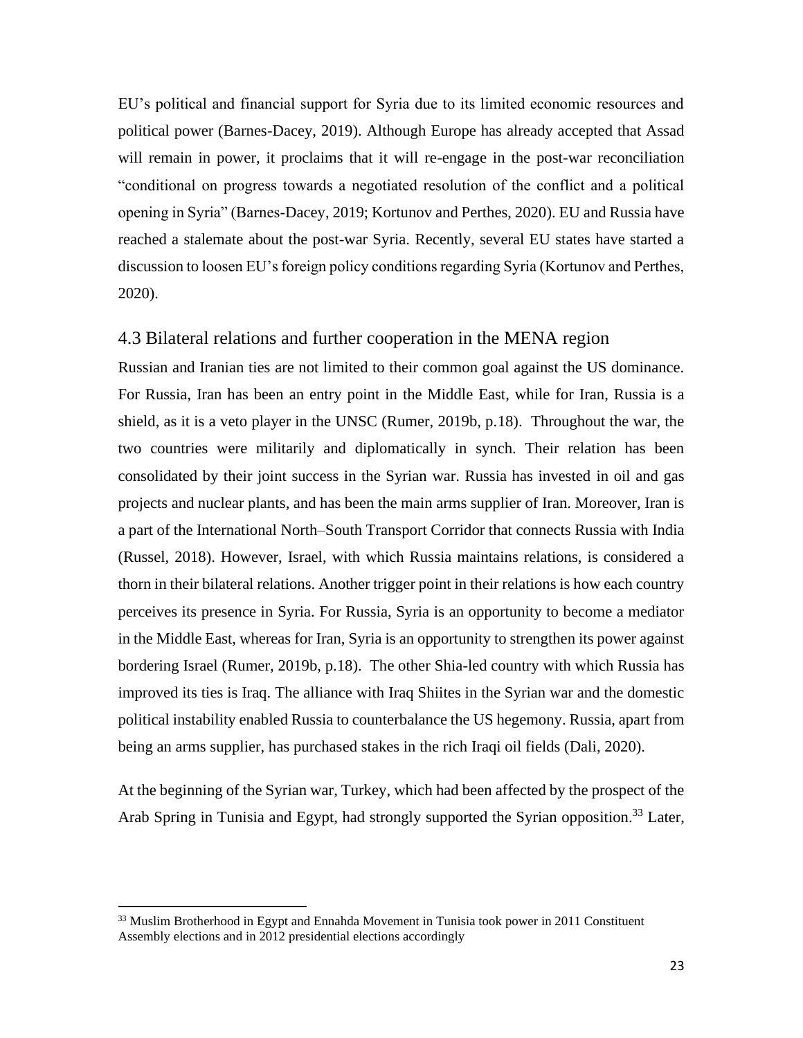EU's political and financial support for Syria due to its limited economic resources and political power (Barnes-Dacey, 2019). Although Europe has already accepted that Assad will remain in power, it proclaims that it will re-engage in the post-war reconciliation "conditional on progress towards a negotiated resolution of the conflict and a political opening in Syria" (Barnes-Dacey, 2019; Kortunov and Perthes, 2020). EU and Russia have reached a stalemate about the post-war Syria. Recently, several EU states have started a discussion to loosen EU's foreign policy conditions regarding Syria (Kortunov and Perthes, 2020).

## 4.3 Bilateral relations and further cooperation in the MENA region

Russian and Iranian ties are not limited to their common goal against the US dominance. For Russia, Iran has been an entry point in the Middle East, while for Iran, Russia is a shield, as it is a veto player in the UNSC (Rumer, 2019b, p.18). Throughout the war, the two countries were militarily and diplomatically in synch. Their relation has been consolidated by their joint success in the Syrian war. Russia has invested in oil and gas projects and nuclear plants, and has been the main arms supplier of Iran. Moreover, Iran is a part of the International North–South Transport Corridor that connects Russia with India (Russel, 2018). However, Israel, with which Russia maintains relations, is considered a thorn in their bilateral relations. Another trigger point in their relations is how each country perceives its presence in Syria. For Russia, Syria is an opportunity to become a mediator in the Middle East, whereas for Iran, Syria is an opportunity to strengthen its power against bordering Israel (Rumer, 2019b, p.18). The other Shia-led country with which Russia has improved its ties is Iraq. The alliance with Iraq Shiites in the Syrian war and the domestic political instability enabled Russia to counterbalance the US hegemony. Russia, apart from being an arms supplier, has purchased stakes in the rich Iraqi oil fields (Dali, 2020).

At the beginning of the Syrian war, Turkey, which had been affected by the prospect of the Arab Spring in Tunisia and Egypt, had strongly supported the Syrian opposition.[33] Later,

[33] Muslim Brotherhood in Egypt and Ennahda Movement in Tunisia took power in 2011 Constituent Assembly elections and in 2012 presidential elections accordingly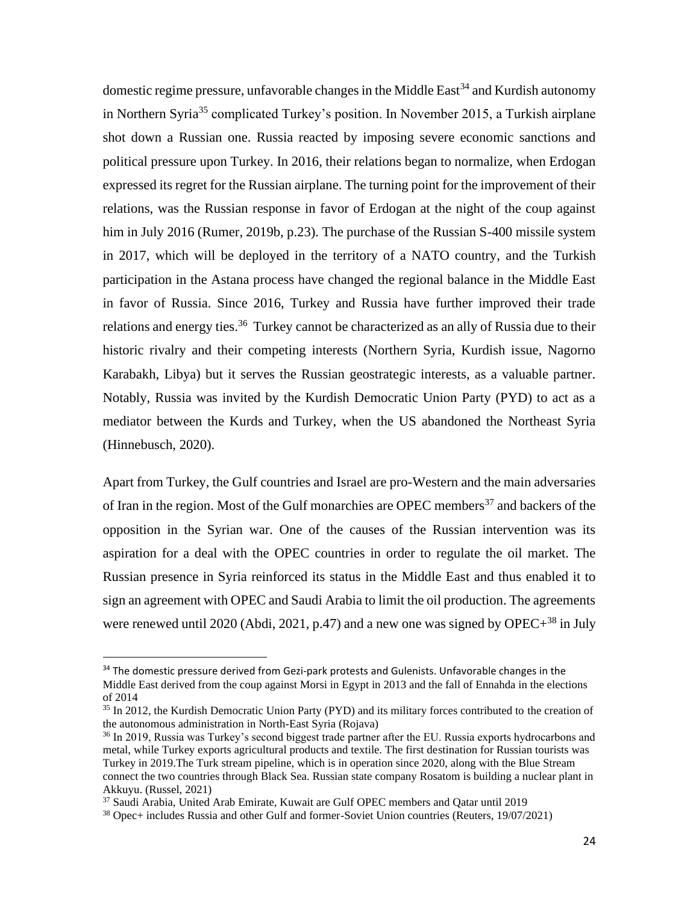domestic regime pressure, unfavorable changes in the Middle East[34] and Kurdish autonomy in Northern Syria[35] complicated Turkey's position. In November 2015, a Turkish airplane shot down a Russian one. Russia reacted by imposing severe economic sanctions and political pressure upon Turkey. In 2016, their relations began to normalize, when Erdogan expressed its regret for the Russian airplane. The turning point for the improvement of their relations, was the Russian response in favor of Erdogan at the night of the coup against him in July 2016 (Rumer, 2019b, p.23). The purchase of the Russian S-400 missile system in 2017, which will be deployed in the territory of a NATO country, and the Turkish participation in the Astana process have changed the regional balance in the Middle East in favor of Russia. Since 2016, Turkey and Russia have further improved their trade relations and energy ties.[36] Turkey cannot be characterized as an ally of Russia due to their historic rivalry and their competing interests (Northern Syria, Kurdish issue, Nagorno Karabakh, Libya) but it serves the Russian geostrategic interests, as a valuable partner. Notably, Russia was invited by the Kurdish Democratic Union Party (PYD) to act as a mediator between the Kurds and Turkey, when the US abandoned the Northeast Syria (Hinnebusch, 2020).

Apart from Turkey, the Gulf countries and Israel are pro-Western and the main adversaries of Iran in the region. Most of the Gulf monarchies are OPEC members[37] and backers of the opposition in the Syrian war. One of the causes of the Russian intervention was its aspiration for a deal with the OPEC countries in order to regulate the oil market. The Russian presence in Syria reinforced its status in the Middle East and thus enabled it to sign an agreement with OPEC and Saudi Arabia to limit the oil production. The agreements were renewed until 2020 (Abdi, 2021, p.47) and a new one was signed by OPEC+[38] in July

---

[34] The domestic pressure derived from Gezi-park protests and Gulenists. Unfavorable changes in the Middle East derived from the coup against Morsi in Egypt in 2013 and the fall of Ennahda in the elections of 2014

[35] In 2012, the Kurdish Democratic Union Party (PYD) and its military forces contributed to the creation of the autonomous administration in North-East Syria (Rojava)

[36] In 2019, Russia was Turkey's second biggest trade partner after the EU. Russia exports hydrocarbons and metal, while Turkey exports agricultural products and textile. The first destination for Russian tourists was Turkey in 2019.The Turk stream pipeline, which is in operation since 2020, along with the Blue Stream connect the two countries through Black Sea. Russian state company Rosatom is building a nuclear plant in Akkuyu. (Russel, 2021)

[37] Saudi Arabia, United Arab Emirate, Kuwait are Gulf OPEC members and Qatar until 2019

[38] Opec+ includes Russia and other Gulf and former-Soviet Union countries (Reuters, 19/07/2021)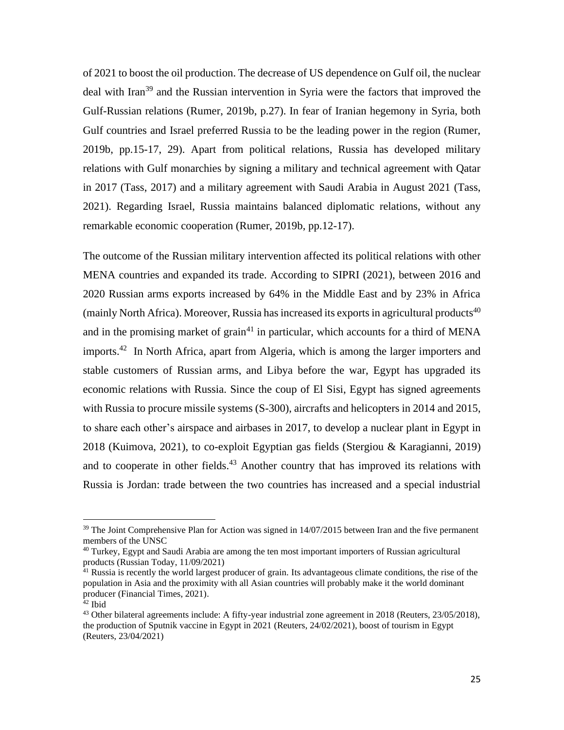of 2021 to boost the oil production. The decrease of US dependence on Gulf oil, the nuclear deal with Iran[39] and the Russian intervention in Syria were the factors that improved the Gulf-Russian relations (Rumer, 2019b, p.27). In fear of Iranian hegemony in Syria, both Gulf countries and Israel preferred Russia to be the leading power in the region (Rumer, 2019b, pp.15-17, 29). Apart from political relations, Russia has developed military relations with Gulf monarchies by signing a military and technical agreement with Qatar in 2017 (Tass, 2017) and a military agreement with Saudi Arabia in August 2021 (Tass, 2021). Regarding Israel, Russia maintains balanced diplomatic relations, without any remarkable economic cooperation (Rumer, 2019b, pp.12-17).

The outcome of the Russian military intervention affected its political relations with other MENA countries and expanded its trade. According to SIPRI (2021), between 2016 and 2020 Russian arms exports increased by 64% in the Middle East and by 23% in Africa (mainly North Africa). Moreover, Russia has increased its exports in agricultural products[40] and in the promising market of grain[41] in particular, which accounts for a third of MENA imports.[42] In North Africa, apart from Algeria, which is among the larger importers and stable customers of Russian arms, and Libya before the war, Egypt has upgraded its economic relations with Russia. Since the coup of El Sisi, Egypt has signed agreements with Russia to procure missile systems (S-300), aircrafts and helicopters in 2014 and 2015, to share each other's airspace and airbases in 2017, to develop a nuclear plant in Egypt in 2018 (Kuimova, 2021), to co-exploit Egyptian gas fields (Stergiou & Karagianni, 2019) and to cooperate in other fields.[43] Another country that has improved its relations with Russia is Jordan: trade between the two countries has increased and a special industrial

---

[39] The Joint Comprehensive Plan for Action was signed in 14/07/2015 between Iran and the five permanent members of the UNSC

[40] Turkey, Egypt and Saudi Arabia are among the ten most important importers of Russian agricultural products (Russian Today, 11/09/2021)

[41] Russia is recently the world largest producer of grain. Its advantageous climate conditions, the rise of the population in Asia and the proximity with all Asian countries will probably make it the world dominant producer (Financial Times, 2021).

[42] Ibid

[43] Other bilateral agreements include: A fifty-year industrial zone agreement in 2018 (Reuters, 23/05/2018), the production of Sputnik vaccine in Egypt in 2021 (Reuters, 24/02/2021), boost of tourism in Egypt (Reuters, 23/04/2021)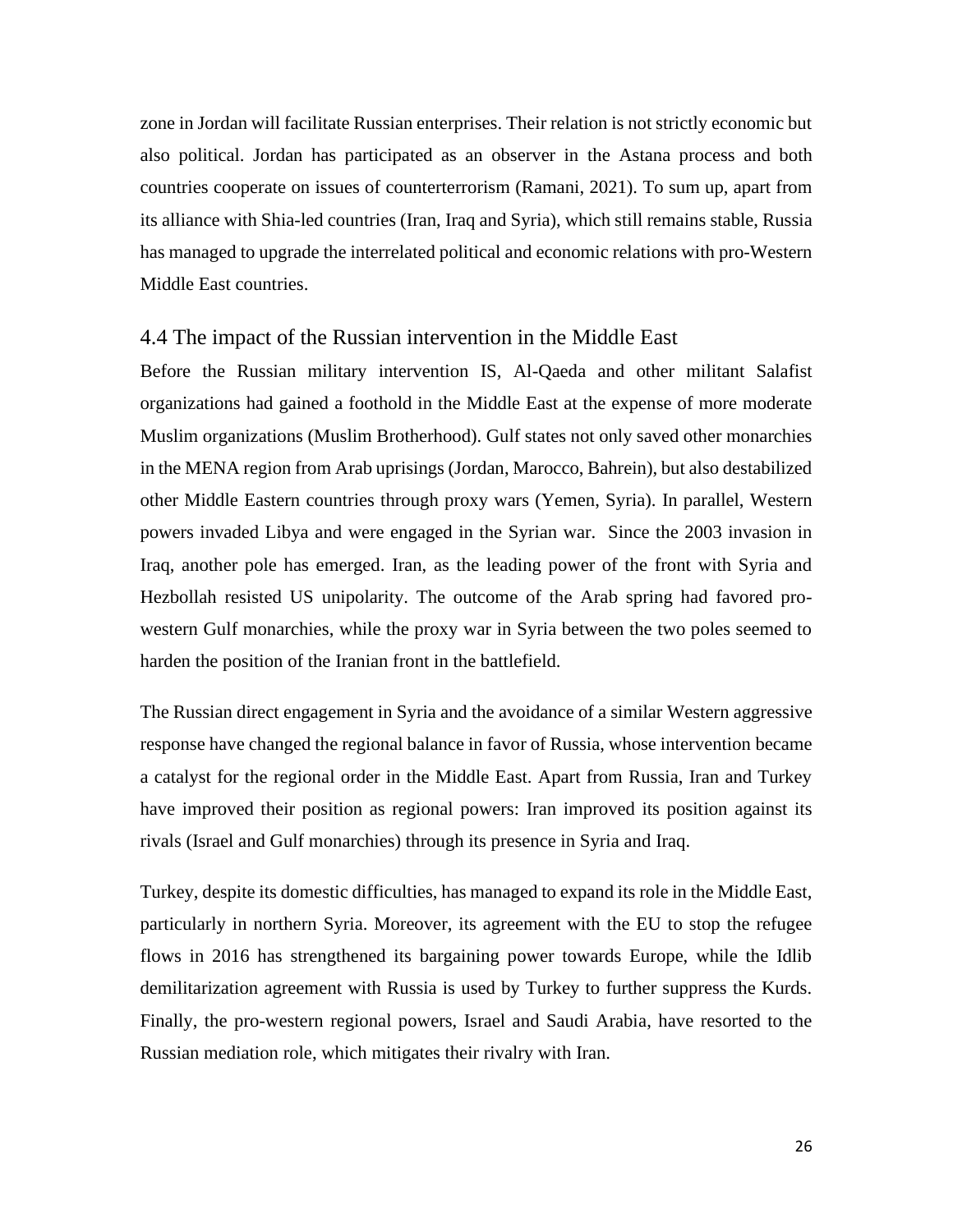zone in Jordan will facilitate Russian enterprises. Their relation is not strictly economic but also political. Jordan has participated as an observer in the Astana process and both countries cooperate on issues of counterterrorism (Ramani, 2021). To sum up, apart from its alliance with Shia-led countries (Iran, Iraq and Syria), which still remains stable, Russia has managed to upgrade the interrelated political and economic relations with pro-Western Middle East countries.

## 4.4 The impact of the Russian intervention in the Middle East

Before the Russian military intervention IS, Al-Qaeda and other militant Salafist organizations had gained a foothold in the Middle East at the expense of more moderate Muslim organizations (Muslim Brotherhood). Gulf states not only saved other monarchies in the MENA region from Arab uprisings (Jordan, Marocco, Bahrein), but also destabilized other Middle Eastern countries through proxy wars (Yemen, Syria). In parallel, Western powers invaded Libya and were engaged in the Syrian war. Since the 2003 invasion in Iraq, another pole has emerged. Iran, as the leading power of the front with Syria and Hezbollah resisted US unipolarity. The outcome of the Arab spring had favored pro-western Gulf monarchies, while the proxy war in Syria between the two poles seemed to harden the position of the Iranian front in the battlefield.

The Russian direct engagement in Syria and the avoidance of a similar Western aggressive response have changed the regional balance in favor of Russia, whose intervention became a catalyst for the regional order in the Middle East. Apart from Russia, Iran and Turkey have improved their position as regional powers: Iran improved its position against its rivals (Israel and Gulf monarchies) through its presence in Syria and Iraq.

Turkey, despite its domestic difficulties, has managed to expand its role in the Middle East, particularly in northern Syria. Moreover, its agreement with the EU to stop the refugee flows in 2016 has strengthened its bargaining power towards Europe, while the Idlib demilitarization agreement with Russia is used by Turkey to further suppress the Kurds. Finally, the pro-western regional powers, Israel and Saudi Arabia, have resorted to the Russian mediation role, which mitigates their rivalry with Iran.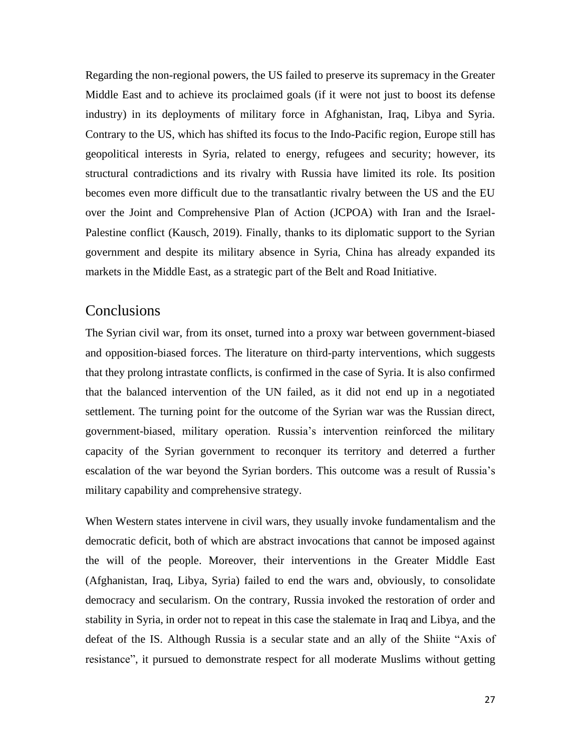Regarding the non-regional powers, the US failed to preserve its supremacy in the Greater Middle East and to achieve its proclaimed goals (if it were not just to boost its defense industry) in its deployments of military force in Afghanistan, Iraq, Libya and Syria. Contrary to the US, which has shifted its focus to the Indo-Pacific region, Europe still has geopolitical interests in Syria, related to energy, refugees and security; however, its structural contradictions and its rivalry with Russia have limited its role. Its position becomes even more difficult due to the transatlantic rivalry between the US and the EU over the Joint and Comprehensive Plan of Action (JCPOA) with Iran and the Israel-Palestine conflict (Kausch, 2019). Finally, thanks to its diplomatic support to the Syrian government and despite its military absence in Syria, China has already expanded its markets in the Middle East, as a strategic part of the Belt and Road Initiative.

## Conclusions

The Syrian civil war, from its onset, turned into a proxy war between government-biased and opposition-biased forces. The literature on third-party interventions, which suggests that they prolong intrastate conflicts, is confirmed in the case of Syria. It is also confirmed that the balanced intervention of the UN failed, as it did not end up in a negotiated settlement. The turning point for the outcome of the Syrian war was the Russian direct, government-biased, military operation. Russia's intervention reinforced the military capacity of the Syrian government to reconquer its territory and deterred a further escalation of the war beyond the Syrian borders. This outcome was a result of Russia's military capability and comprehensive strategy.

When Western states intervene in civil wars, they usually invoke fundamentalism and the democratic deficit, both of which are abstract invocations that cannot be imposed against the will of the people. Moreover, their interventions in the Greater Middle East (Afghanistan, Iraq, Libya, Syria) failed to end the wars and, obviously, to consolidate democracy and secularism. On the contrary, Russia invoked the restoration of order and stability in Syria, in order not to repeat in this case the stalemate in Iraq and Libya, and the defeat of the IS. Although Russia is a secular state and an ally of the Shiite "Axis of resistance", it pursued to demonstrate respect for all moderate Muslims without getting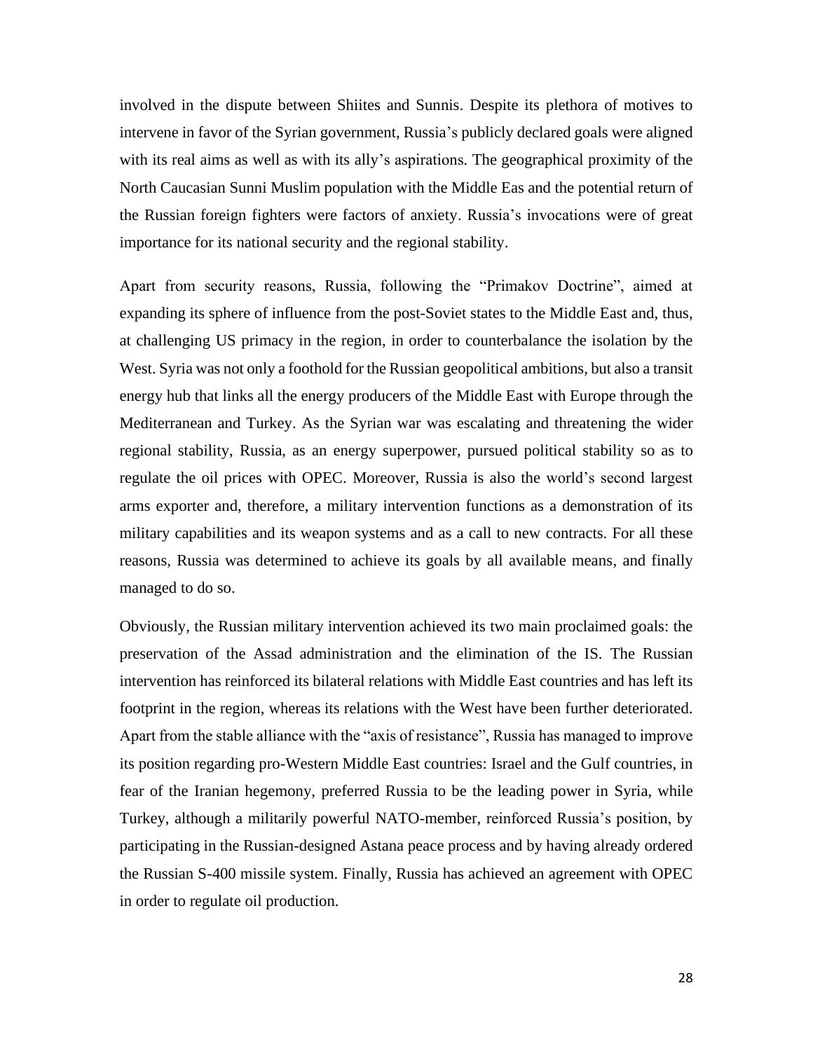involved in the dispute between Shiites and Sunnis. Despite its plethora of motives to intervene in favor of the Syrian government, Russia's publicly declared goals were aligned with its real aims as well as with its ally's aspirations. The geographical proximity of the North Caucasian Sunni Muslim population with the Middle Eas and the potential return of the Russian foreign fighters were factors of anxiety. Russia's invocations were of great importance for its national security and the regional stability.

Apart from security reasons, Russia, following the "Primakov Doctrine", aimed at expanding its sphere of influence from the post-Soviet states to the Middle East and, thus, at challenging US primacy in the region, in order to counterbalance the isolation by the West. Syria was not only a foothold for the Russian geopolitical ambitions, but also a transit energy hub that links all the energy producers of the Middle East with Europe through the Mediterranean and Turkey. As the Syrian war was escalating and threatening the wider regional stability, Russia, as an energy superpower, pursued political stability so as to regulate the oil prices with OPEC. Moreover, Russia is also the world's second largest arms exporter and, therefore, a military intervention functions as a demonstration of its military capabilities and its weapon systems and as a call to new contracts. For all these reasons, Russia was determined to achieve its goals by all available means, and finally managed to do so.

Obviously, the Russian military intervention achieved its two main proclaimed goals: the preservation of the Assad administration and the elimination of the IS. The Russian intervention has reinforced its bilateral relations with Middle East countries and has left its footprint in the region, whereas its relations with the West have been further deteriorated. Apart from the stable alliance with the "axis of resistance", Russia has managed to improve its position regarding pro-Western Middle East countries: Israel and the Gulf countries, in fear of the Iranian hegemony, preferred Russia to be the leading power in Syria, while Turkey, although a militarily powerful NATO-member, reinforced Russia's position, by participating in the Russian-designed Astana peace process and by having already ordered the Russian S-400 missile system. Finally, Russia has achieved an agreement with OPEC in order to regulate oil production.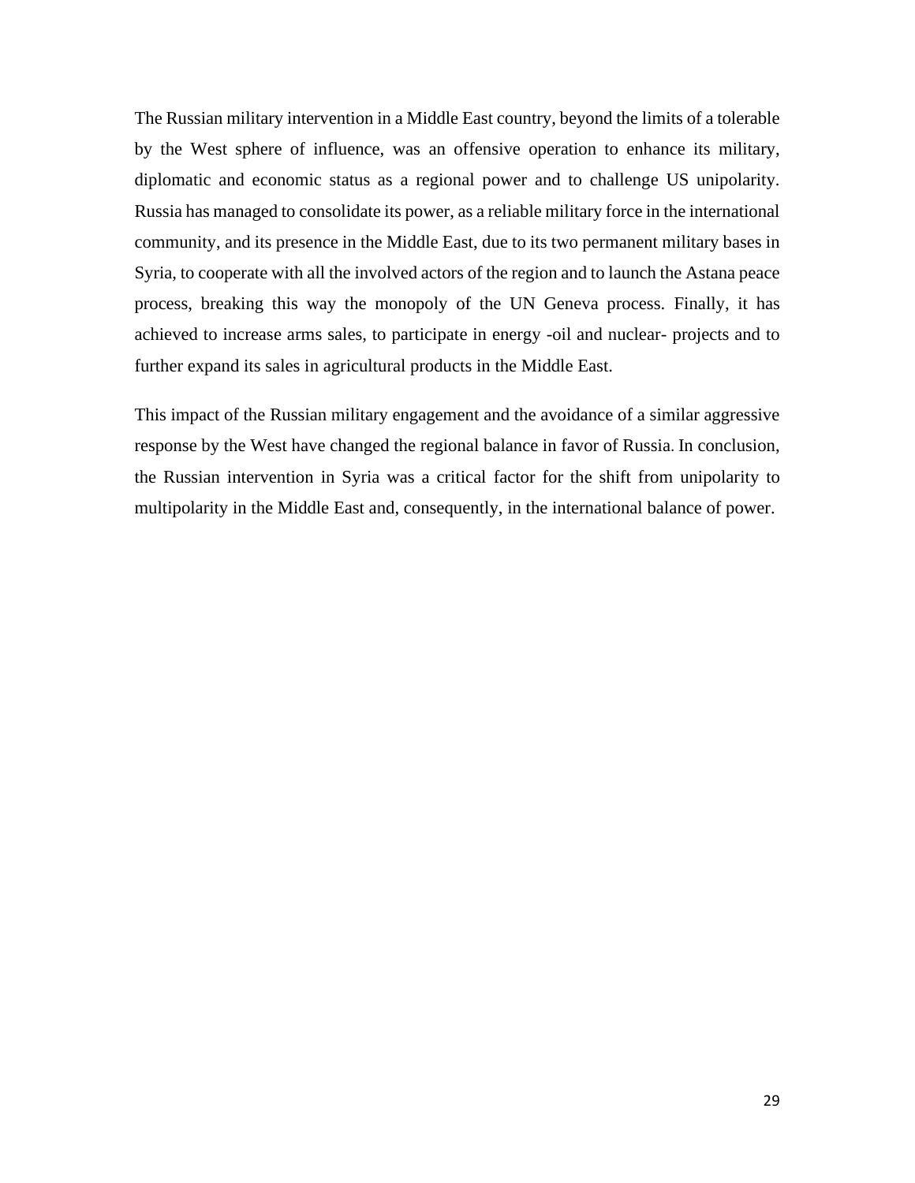The Russian military intervention in a Middle East country, beyond the limits of a tolerable by the West sphere of influence, was an offensive operation to enhance its military, diplomatic and economic status as a regional power and to challenge US unipolarity. Russia has managed to consolidate its power, as a reliable military force in the international community, and its presence in the Middle East, due to its two permanent military bases in Syria, to cooperate with all the involved actors of the region and to launch the Astana peace process, breaking this way the monopoly of the UN Geneva process. Finally, it has achieved to increase arms sales, to participate in energy -oil and nuclear- projects and to further expand its sales in agricultural products in the Middle East.

This impact of the Russian military engagement and the avoidance of a similar aggressive response by the West have changed the regional balance in favor of Russia. In conclusion, the Russian intervention in Syria was a critical factor for the shift from unipolarity to multipolarity in the Middle East and, consequently, in the international balance of power.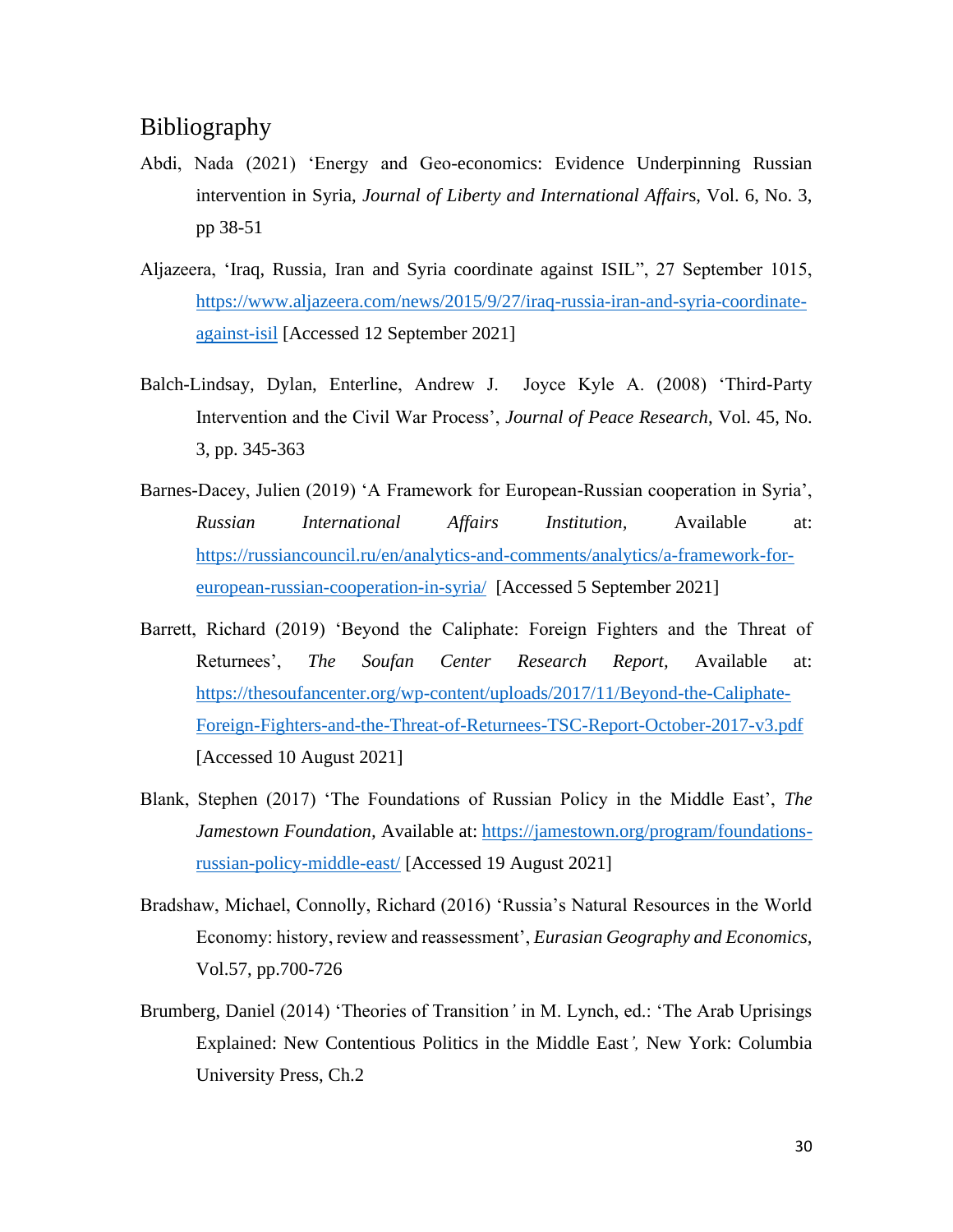## Bibliography

Abdi, Nada (2021) 'Energy and Geo-economics: Evidence Underpinning Russian intervention in Syria, *Journal of Liberty and International Affairs*, Vol. 6, No. 3, pp 38-51

Aljazeera, 'Iraq, Russia, Iran and Syria coordinate against ISIL", 27 September 1015, https://www.aljazeera.com/news/2015/9/27/iraq-russia-iran-and-syria-coordinate-against-isil [Accessed 12 September 2021]

Balch-Lindsay, Dylan, Enterline, Andrew J. Joyce Kyle A. (2008) 'Third-Party Intervention and the Civil War Process', *Journal of Peace Research*, Vol. 45, No. 3, pp. 345-363

Barnes-Dacey, Julien (2019) 'A Framework for European-Russian cooperation in Syria', *Russian International Affairs Institution*, Available at: https://russiancouncil.ru/en/analytics-and-comments/analytics/a-framework-for-european-russian-cooperation-in-syria/ [Accessed 5 September 2021]

Barrett, Richard (2019) 'Beyond the Caliphate: Foreign Fighters and the Threat of Returnees', *The Soufan Center Research Report*, Available at: https://thesoufancenter.org/wp-content/uploads/2017/11/Beyond-the-Caliphate-Foreign-Fighters-and-the-Threat-of-Returnees-TSC-Report-October-2017-v3.pdf [Accessed 10 August 2021]

Blank, Stephen (2017) 'The Foundations of Russian Policy in the Middle East', *The Jamestown Foundation*, Available at: https://jamestown.org/program/foundations-russian-policy-middle-east/ [Accessed 19 August 2021]

Bradshaw, Michael, Connolly, Richard (2016) 'Russia's Natural Resources in the World Economy: history, review and reassessment', *Eurasian Geography and Economics*, Vol.57, pp.700-726

Brumberg, Daniel (2014) 'Theories of Transition' in M. Lynch, ed.: 'The Arab Uprisings Explained: New Contentious Politics in the Middle East', New York: Columbia University Press, Ch.2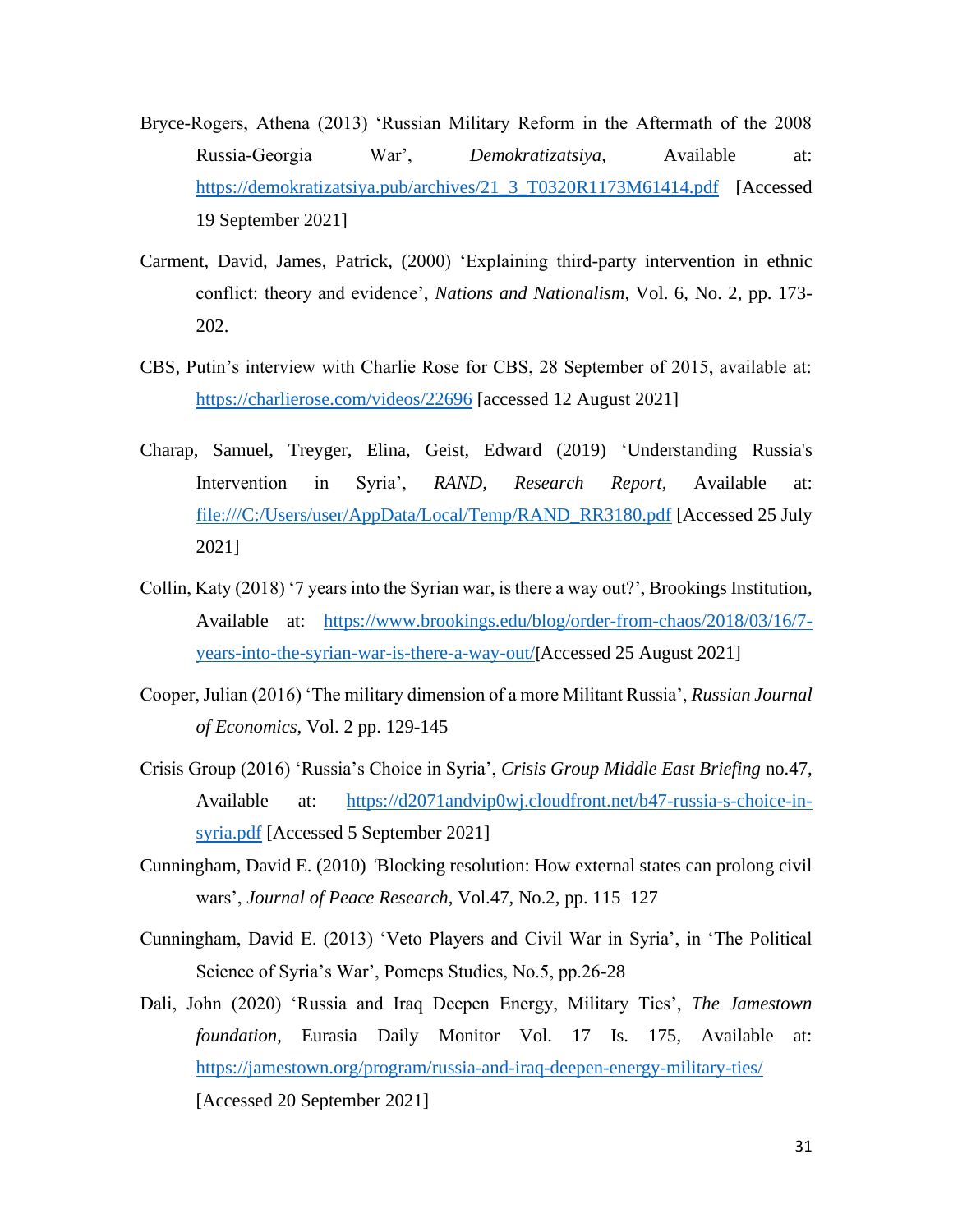Bryce-Rogers, Athena (2013) 'Russian Military Reform in the Aftermath of the 2008 Russia-Georgia War', *Demokratizatsiya,* Available at: https://demokratizatsiya.pub/archives/21_3_T0320R1173M61414.pdf [Accessed 19 September 2021]

Carment, David, James, Patrick, (2000) 'Explaining third-party intervention in ethnic conflict: theory and evidence', *Nations and Nationalism*, Vol. 6, No. 2, pp. 173-202.

CBS, Putin's interview with Charlie Rose for CBS, 28 September of 2015, available at: https://charlierose.com/videos/22696 [accessed 12 August 2021]

Charap, Samuel, Treyger, Elina, Geist, Edward (2019) 'Understanding Russia's Intervention in Syria', *RAND*, *Research Report*, Available at: file:///C:/Users/user/AppData/Local/Temp/RAND_RR3180.pdf [Accessed 25 July 2021]

Collin, Katy (2018) '7 years into the Syrian war, is there a way out?', Brookings Institution, Available at: https://www.brookings.edu/blog/order-from-chaos/2018/03/16/7-years-into-the-syrian-war-is-there-a-way-out/[Accessed 25 August 2021]

Cooper, Julian (2016) 'The military dimension of a more Militant Russia', *Russian Journal of Economics*, Vol. 2 pp. 129-145

Crisis Group (2016) 'Russia's Choice in Syria', *Crisis Group Middle East Briefing* no.47, Available at: https://d2071andvip0wj.cloudfront.net/b47-russia-s-choice-in-syria.pdf [Accessed 5 September 2021]

Cunningham, David E. (2010) 'Blocking resolution: How external states can prolong civil wars', *Journal of Peace Research*, Vol.47, No.2, pp. 115–127

Cunningham, David E. (2013) 'Veto Players and Civil War in Syria', in 'The Political Science of Syria's War', Pomeps Studies, No.5, pp.26-28

Dali, John (2020) 'Russia and Iraq Deepen Energy, Military Ties', *The Jamestown foundation*, Eurasia Daily Monitor Vol. 17 Is. 175, Available at: https://jamestown.org/program/russia-and-iraq-deepen-energy-military-ties/ [Accessed 20 September 2021]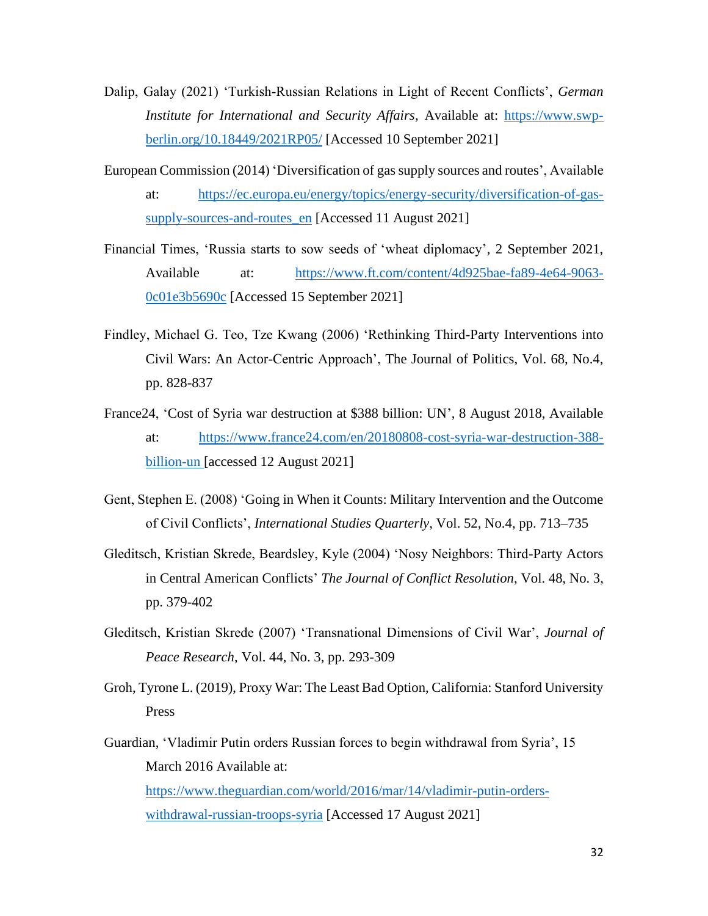Dalip, Galay (2021) 'Turkish-Russian Relations in Light of Recent Conflicts', *German Institute for International and Security Affairs*, Available at: https://www.swp-berlin.org/10.18449/2021RP05/ [Accessed 10 September 2021]

European Commission (2014) 'Diversification of gas supply sources and routes', Available at: https://ec.europa.eu/energy/topics/energy-security/diversification-of-gas-supply-sources-and-routes_en [Accessed 11 August 2021]

Financial Times, 'Russia starts to sow seeds of 'wheat diplomacy', 2 September 2021, Available at: https://www.ft.com/content/4d925bae-fa89-4e64-9063-0c01e3b5690c [Accessed 15 September 2021]

Findley, Michael G. Teo, Tze Kwang (2006) 'Rethinking Third-Party Interventions into Civil Wars: An Actor-Centric Approach', The Journal of Politics, Vol. 68, No.4, pp. 828-837

France24, 'Cost of Syria war destruction at $388 billion: UN', 8 August 2018, Available at: https://www.france24.com/en/20180808-cost-syria-war-destruction-388-billion-un [accessed 12 August 2021]

Gent, Stephen E. (2008) 'Going in When it Counts: Military Intervention and the Outcome of Civil Conflicts', *International Studies Quarterly*, Vol. 52, No.4, pp. 713–735

Gleditsch, Kristian Skrede, Beardsley, Kyle (2004) 'Nosy Neighbors: Third-Party Actors in Central American Conflicts' *The Journal of Conflict Resolution*, Vol. 48, No. 3, pp. 379-402

Gleditsch, Kristian Skrede (2007) 'Transnational Dimensions of Civil War', *Journal of Peace Research*, Vol. 44, No. 3, pp. 293-309

Groh, Tyrone L. (2019), Proxy War: The Least Bad Option, California: Stanford University Press

Guardian, 'Vladimir Putin orders Russian forces to begin withdrawal from Syria', 15 March 2016 Available at: https://www.theguardian.com/world/2016/mar/14/vladimir-putin-orders-withdrawal-russian-troops-syria [Accessed 17 August 2021]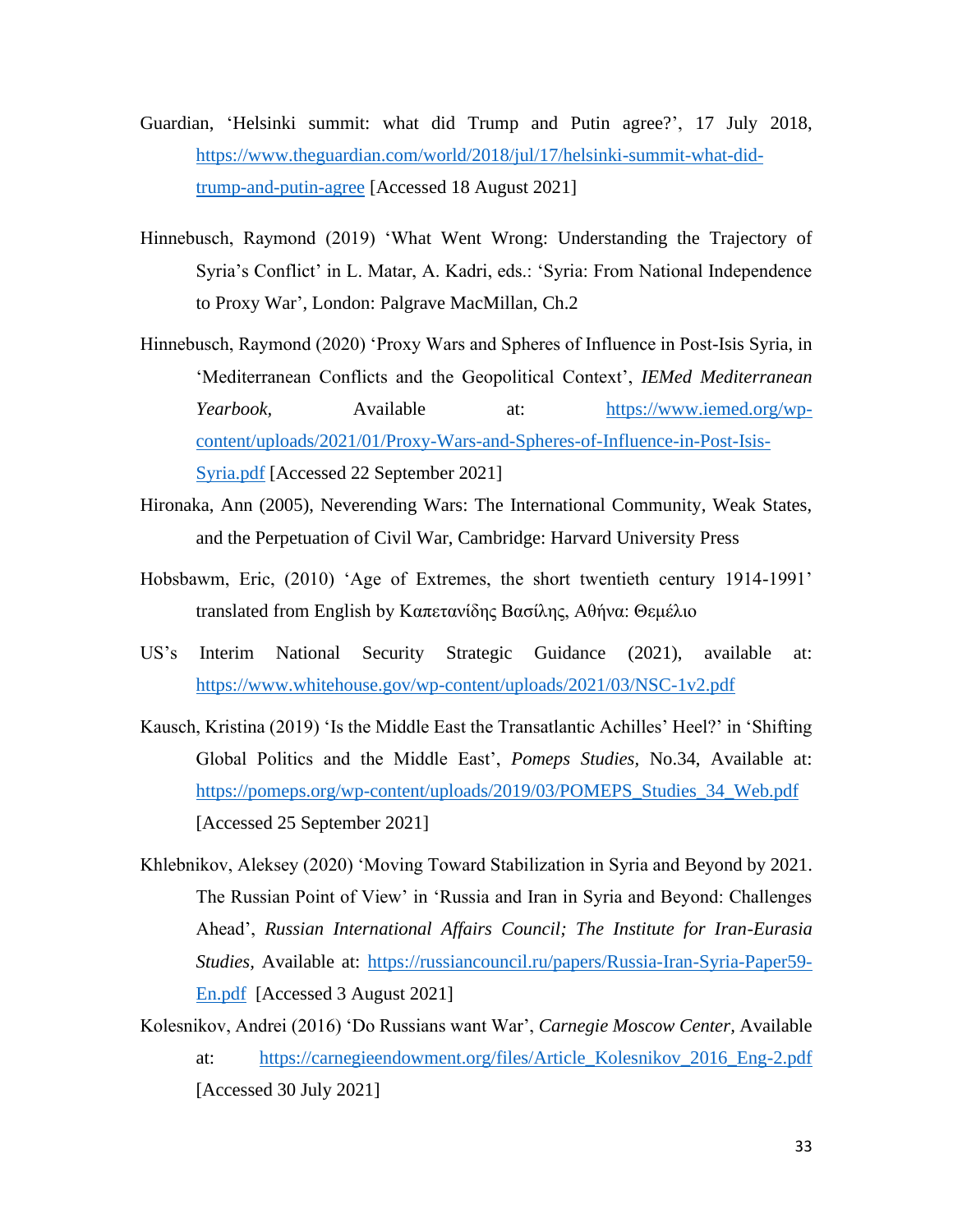Guardian, 'Helsinki summit: what did Trump and Putin agree?', 17 July 2018, https://www.theguardian.com/world/2018/jul/17/helsinki-summit-what-did-trump-and-putin-agree [Accessed 18 August 2021]

Hinnebusch, Raymond (2019) 'What Went Wrong: Understanding the Trajectory of Syria's Conflict' in L. Matar, A. Kadri, eds.: 'Syria: From National Independence to Proxy War', London: Palgrave MacMillan, Ch.2

Hinnebusch, Raymond (2020) 'Proxy Wars and Spheres of Influence in Post-Isis Syria, in 'Mediterranean Conflicts and the Geopolitical Context', *IEMed Mediterranean Yearbook,* Available at: https://www.iemed.org/wp-content/uploads/2021/01/Proxy-Wars-and-Spheres-of-Influence-in-Post-Isis-Syria.pdf [Accessed 22 September 2021]

Hironaka, Ann (2005), Neverending Wars: The International Community, Weak States, and the Perpetuation of Civil War, Cambridge: Harvard University Press

Hobsbawm, Eric, (2010) 'Age of Extremes, the short twentieth century 1914-1991' translated from English by Καπετανίδης Βασίλης, Αθήνα: Θεμέλιο

US's Interim National Security Strategic Guidance (2021), available at: https://www.whitehouse.gov/wp-content/uploads/2021/03/NSC-1v2.pdf

Kausch, Kristina (2019) 'Is the Middle East the Transatlantic Achilles' Heel?' in 'Shifting Global Politics and the Middle East', *Pomeps Studies*, No.34, Available at: https://pomeps.org/wp-content/uploads/2019/03/POMEPS_Studies_34_Web.pdf [Accessed 25 September 2021]

Khlebnikov, Aleksey (2020) 'Moving Toward Stabilization in Syria and Beyond by 2021. The Russian Point of View' in 'Russia and Iran in Syria and Beyond: Challenges Ahead', *Russian International Affairs Council; The Institute for Iran-Eurasia Studies*, Available at: https://russiancouncil.ru/papers/Russia-Iran-Syria-Paper59-En.pdf [Accessed 3 August 2021]

Kolesnikov, Andrei (2016) 'Do Russians want War', *Carnegie Moscow Center,* Available at: https://carnegieendowment.org/files/Article_Kolesnikov_2016_Eng-2.pdf [Accessed 30 July 2021]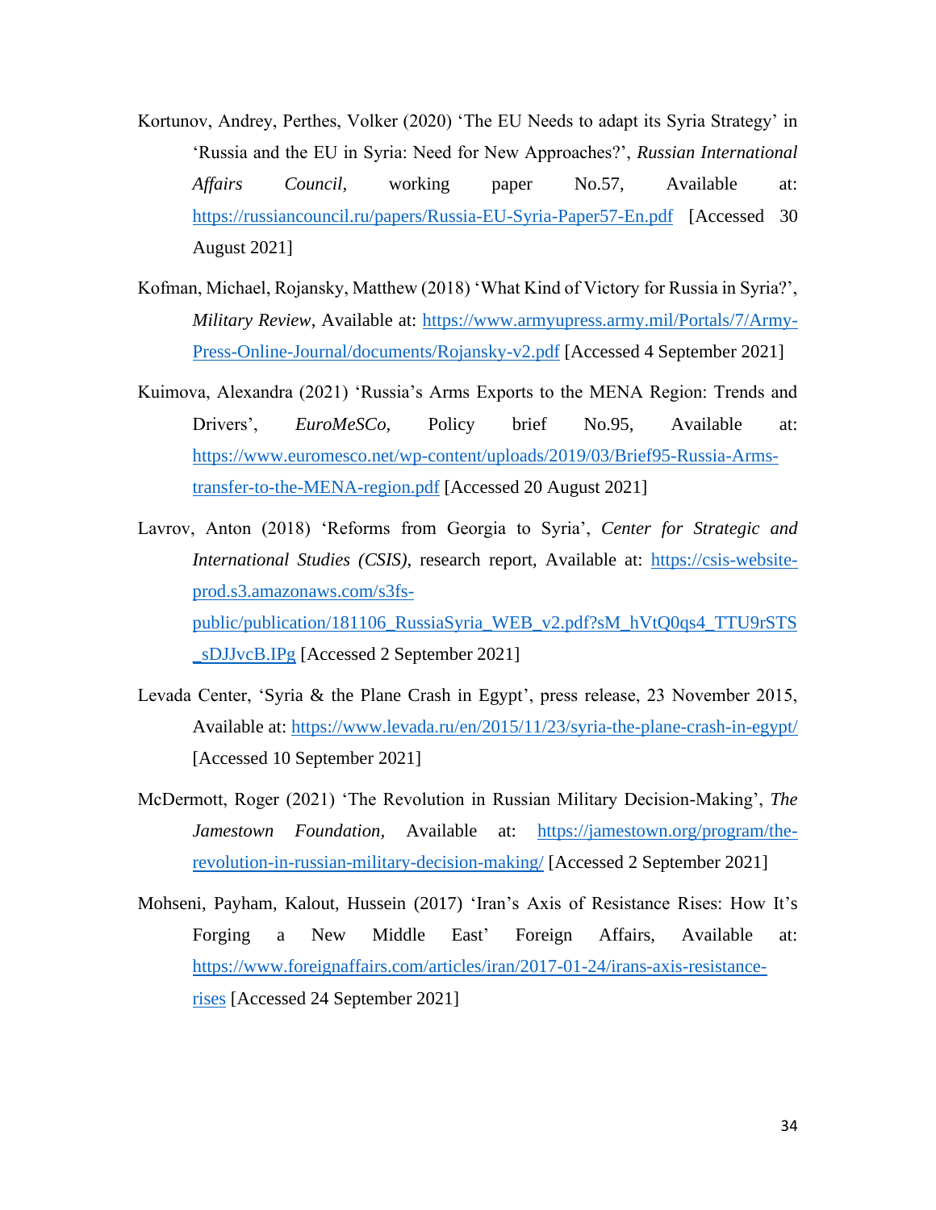Kortunov, Andrey, Perthes, Volker (2020) 'The EU Needs to adapt its Syria Strategy' in 'Russia and the EU in Syria: Need for New Approaches?', *Russian International Affairs Council*, working paper No.57, Available at: https://russiancouncil.ru/papers/Russia-EU-Syria-Paper57-En.pdf [Accessed 30 August 2021]

Kofman, Michael, Rojansky, Matthew (2018) 'What Kind of Victory for Russia in Syria?', *Military Review*, Available at: https://www.armyupress.army.mil/Portals/7/Army-Press-Online-Journal/documents/Rojansky-v2.pdf [Accessed 4 September 2021]

Kuimova, Alexandra (2021) 'Russia's Arms Exports to the MENA Region: Trends and Drivers', *EuroMeSCo*, Policy brief No.95, Available at: https://www.euromesco.net/wp-content/uploads/2019/03/Brief95-Russia-Arms-transfer-to-the-MENA-region.pdf [Accessed 20 August 2021]

Lavrov, Anton (2018) 'Reforms from Georgia to Syria', *Center for Strategic and International Studies (CSIS)*, research report, Available at: https://csis-website-prod.s3.amazonaws.com/s3fs-public/publication/181106_RussiaSyria_WEB_v2.pdf?sM_hVtQ0qs4_TTU9rSTS_sDJJvcB.IPg [Accessed 2 September 2021]

Levada Center, 'Syria & the Plane Crash in Egypt', press release, 23 November 2015, Available at: https://www.levada.ru/en/2015/11/23/syria-the-plane-crash-in-egypt/ [Accessed 10 September 2021]

McDermott, Roger (2021) 'The Revolution in Russian Military Decision-Making', *The Jamestown Foundation*, Available at: https://jamestown.org/program/the-revolution-in-russian-military-decision-making/ [Accessed 2 September 2021]

Mohseni, Payham, Kalout, Hussein (2017) 'Iran's Axis of Resistance Rises: How It's Forging a New Middle East' Foreign Affairs, Available at: https://www.foreignaffairs.com/articles/iran/2017-01-24/irans-axis-resistance-rises [Accessed 24 September 2021]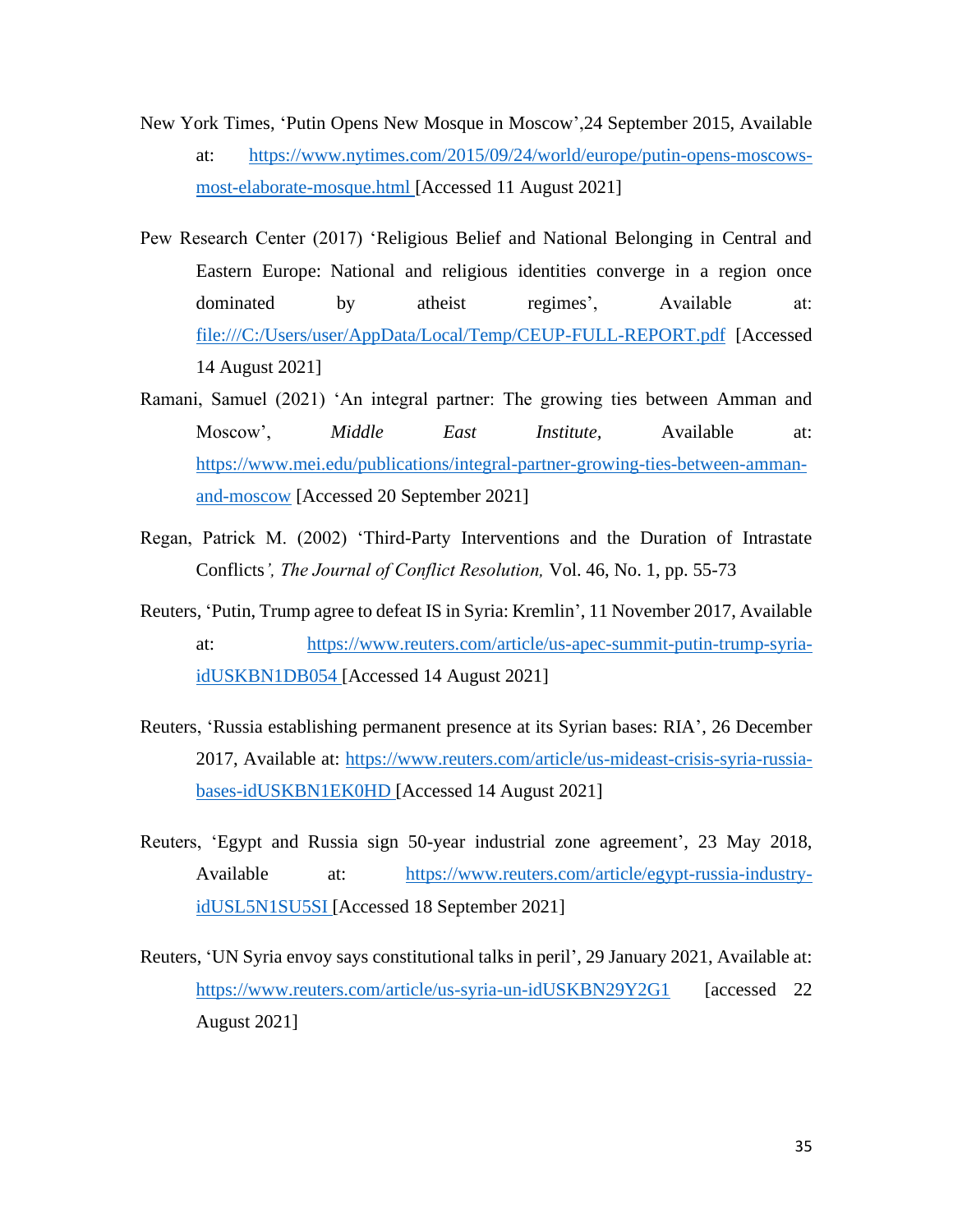New York Times, 'Putin Opens New Mosque in Moscow',24 September 2015, Available at: https://www.nytimes.com/2015/09/24/world/europe/putin-opens-moscows-most-elaborate-mosque.html [Accessed 11 August 2021]

Pew Research Center (2017) 'Religious Belief and National Belonging in Central and Eastern Europe: National and religious identities converge in a region once dominated by atheist regimes', Available at: file:///C:/Users/user/AppData/Local/Temp/CEUP-FULL-REPORT.pdf [Accessed 14 August 2021]

Ramani, Samuel (2021) 'An integral partner: The growing ties between Amman and Moscow', *Middle East Institute*, Available at: https://www.mei.edu/publications/integral-partner-growing-ties-between-amman-and-moscow [Accessed 20 September 2021]

Regan, Patrick M. (2002) 'Third-Party Interventions and the Duration of Intrastate Conflicts*', The Journal of Conflict Resolution,* Vol. 46, No. 1, pp. 55-73

Reuters, 'Putin, Trump agree to defeat IS in Syria: Kremlin', 11 November 2017, Available at: https://www.reuters.com/article/us-apec-summit-putin-trump-syria-idUSKBN1DB054 [Accessed 14 August 2021]

Reuters, 'Russia establishing permanent presence at its Syrian bases: RIA', 26 December 2017, Available at: https://www.reuters.com/article/us-mideast-crisis-syria-russia-bases-idUSKBN1EK0HD [Accessed 14 August 2021]

Reuters, 'Egypt and Russia sign 50-year industrial zone agreement', 23 May 2018, Available at: https://www.reuters.com/article/egypt-russia-industry-idUSL5N1SU5SI [Accessed 18 September 2021]

Reuters, 'UN Syria envoy says constitutional talks in peril', 29 January 2021, Available at: https://www.reuters.com/article/us-syria-un-idUSKBN29Y2G1 [accessed 22 August 2021]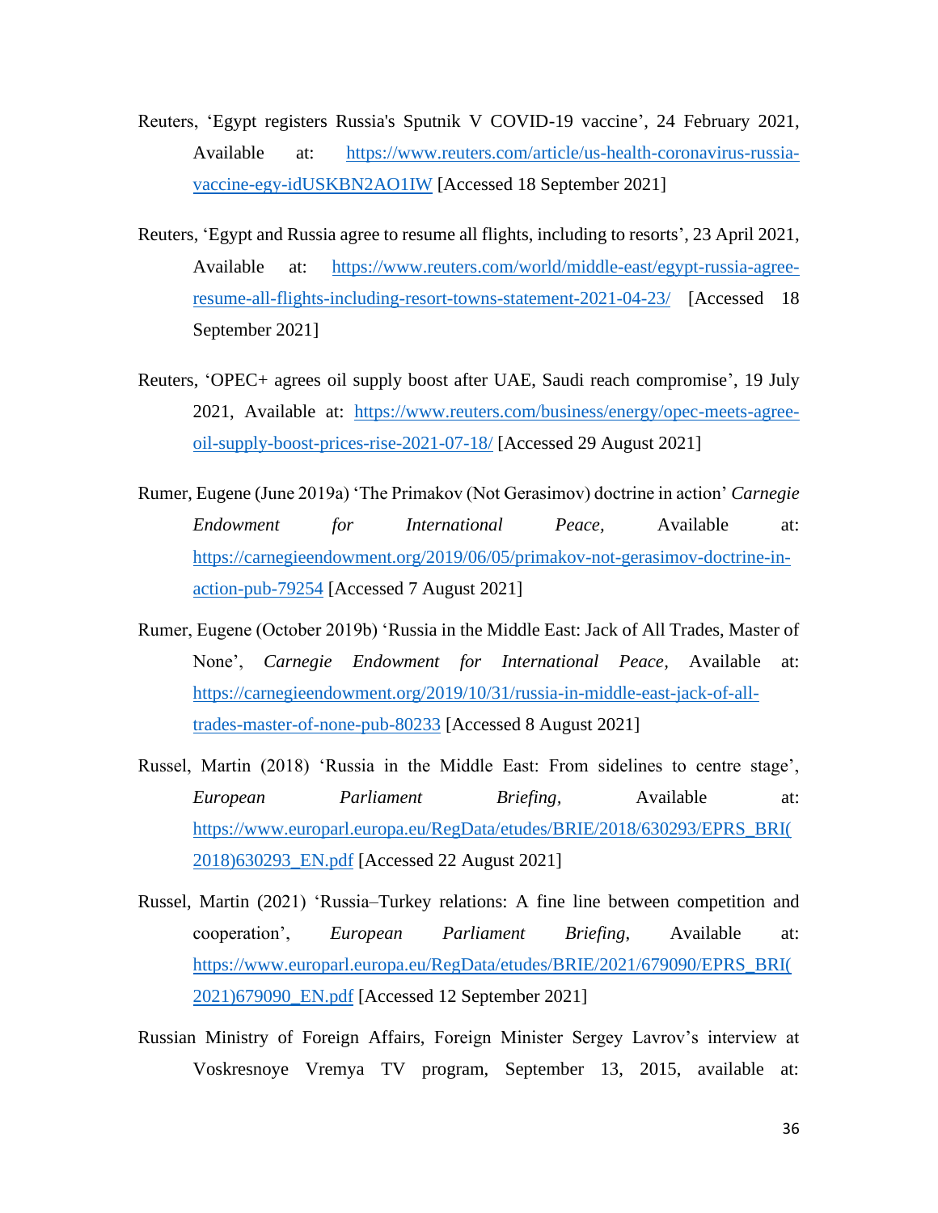Reuters, 'Egypt registers Russia's Sputnik V COVID-19 vaccine', 24 February 2021, Available at: https://www.reuters.com/article/us-health-coronavirus-russia-vaccine-egy-idUSKBN2AO1IW [Accessed 18 September 2021]

Reuters, 'Egypt and Russia agree to resume all flights, including to resorts', 23 April 2021, Available at: https://www.reuters.com/world/middle-east/egypt-russia-agree-resume-all-flights-including-resort-towns-statement-2021-04-23/ [Accessed 18 September 2021]

Reuters, 'OPEC+ agrees oil supply boost after UAE, Saudi reach compromise', 19 July 2021, Available at: https://www.reuters.com/business/energy/opec-meets-agree-oil-supply-boost-prices-rise-2021-07-18/ [Accessed 29 August 2021]

Rumer, Eugene (June 2019a) 'The Primakov (Not Gerasimov) doctrine in action' *Carnegie Endowment for International Peace*, Available at: https://carnegieendowment.org/2019/06/05/primakov-not-gerasimov-doctrine-in-action-pub-79254 [Accessed 7 August 2021]

Rumer, Eugene (October 2019b) 'Russia in the Middle East: Jack of All Trades, Master of None', *Carnegie Endowment for International Peace*, Available at: https://carnegieendowment.org/2019/10/31/russia-in-middle-east-jack-of-all-trades-master-of-none-pub-80233 [Accessed 8 August 2021]

Russel, Martin (2018) 'Russia in the Middle East: From sidelines to centre stage', *European Parliament Briefing*, Available at: https://www.europarl.europa.eu/RegData/etudes/BRIE/2018/630293/EPRS_BRI(2018)630293_EN.pdf [Accessed 22 August 2021]

Russel, Martin (2021) 'Russia–Turkey relations: A fine line between competition and cooperation', *European Parliament Briefing*, Available at: https://www.europarl.europa.eu/RegData/etudes/BRIE/2021/679090/EPRS_BRI(2021)679090_EN.pdf [Accessed 12 September 2021]

Russian Ministry of Foreign Affairs, Foreign Minister Sergey Lavrov's interview at Voskresnoye Vremya TV program, September 13, 2015, available at: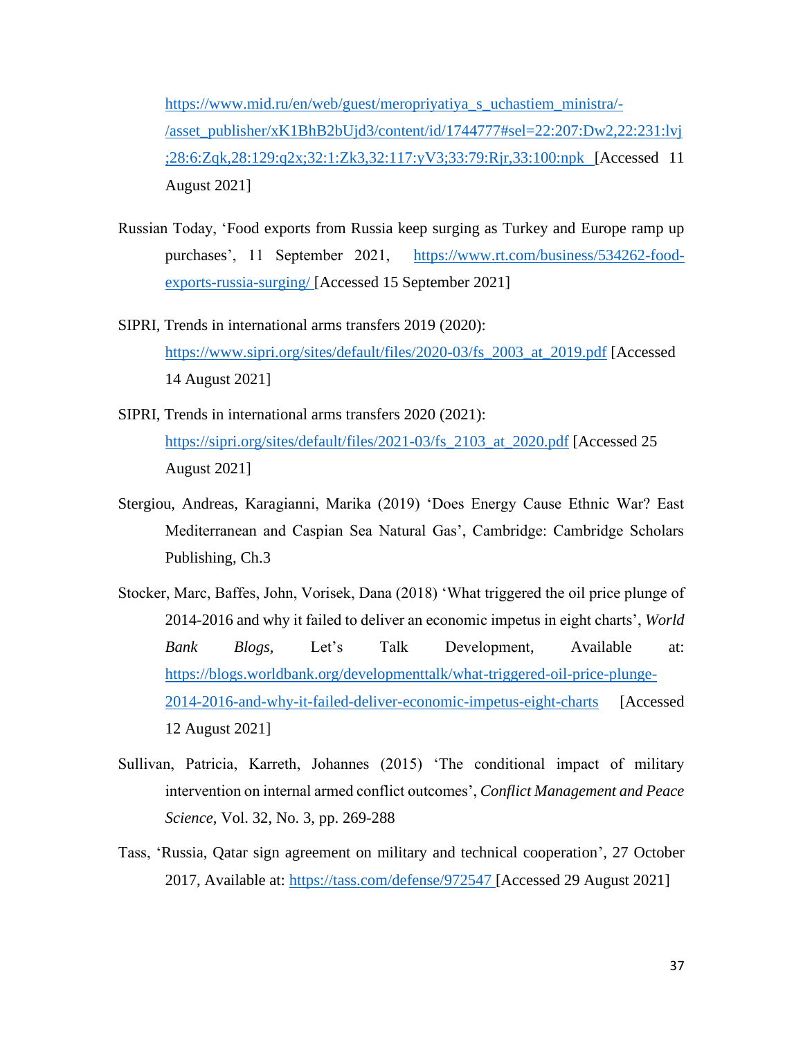https://www.mid.ru/en/web/guest/meropriyatiya_s_uchastiem_ministra/-/asset_publisher/xK1BhB2bUjd3/content/id/1744777#sel=22:207:Dw2,22:231:lvj;28:6:Zqk,28:129:q2x;32:1:Zk3,32:117:yV3;33:79:Rjr,33:100:npk [Accessed 11 August 2021]

Russian Today, ‘Food exports from Russia keep surging as Turkey and Europe ramp up purchases’, 11 September 2021, https://www.rt.com/business/534262-food-exports-russia-surging/ [Accessed 15 September 2021]

SIPRI, Trends in international arms transfers 2019 (2020): https://www.sipri.org/sites/default/files/2020-03/fs_2003_at_2019.pdf [Accessed 14 August 2021]

SIPRI, Trends in international arms transfers 2020 (2021): https://sipri.org/sites/default/files/2021-03/fs_2103_at_2020.pdf [Accessed 25 August 2021]

Stergiou, Andreas, Karagianni, Marika (2019) ‘Does Energy Cause Ethnic War? East Mediterranean and Caspian Sea Natural Gas’, Cambridge: Cambridge Scholars Publishing, Ch.3

Stocker, Marc, Baffes, John, Vorisek, Dana (2018) ‘What triggered the oil price plunge of 2014-2016 and why it failed to deliver an economic impetus in eight charts’, *World Bank Blogs*, Let’s Talk Development, Available at: https://blogs.worldbank.org/developmenttalk/what-triggered-oil-price-plunge-2014-2016-and-why-it-failed-deliver-economic-impetus-eight-charts [Accessed 12 August 2021]

Sullivan, Patricia, Karreth, Johannes (2015) ‘The conditional impact of military intervention on internal armed conflict outcomes’, *Conflict Management and Peace Science*, Vol. 32, No. 3, pp. 269-288

Tass, ‘Russia, Qatar sign agreement on military and technical cooperation’, 27 October 2017, Available at: https://tass.com/defense/972547 [Accessed 29 August 2021]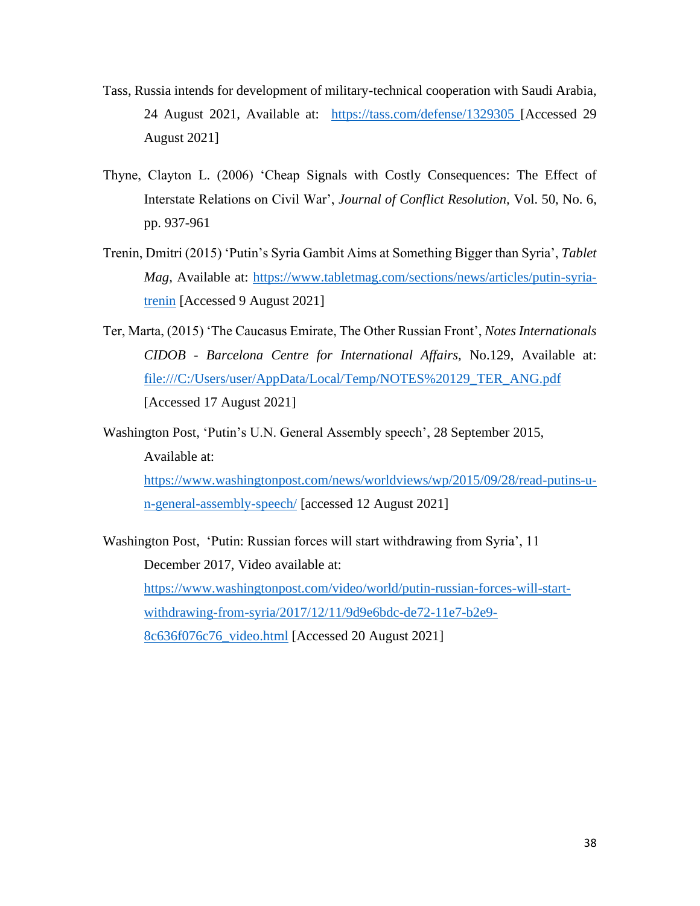Tass, Russia intends for development of military-technical cooperation with Saudi Arabia, 24 August 2021, Available at: https://tass.com/defense/1329305 [Accessed 29 August 2021]

Thyne, Clayton L. (2006) 'Cheap Signals with Costly Consequences: The Effect of Interstate Relations on Civil War', *Journal of Conflict Resolution*, Vol. 50, No. 6, pp. 937-961

Trenin, Dmitri (2015) 'Putin's Syria Gambit Aims at Something Bigger than Syria', *Tablet Mag*, Available at: https://www.tabletmag.com/sections/news/articles/putin-syria-trenin [Accessed 9 August 2021]

Ter, Marta, (2015) 'The Caucasus Emirate, The Other Russian Front', *Notes Internationals CIDOB - Barcelona Centre for International Affairs*, No.129, Available at: file:///C:/Users/user/AppData/Local/Temp/NOTES%20129_TER_ANG.pdf [Accessed 17 August 2021]

Washington Post, 'Putin's U.N. General Assembly speech', 28 September 2015, Available at: https://www.washingtonpost.com/news/worldviews/wp/2015/09/28/read-putins-u-n-general-assembly-speech/ [accessed 12 August 2021]

Washington Post, 'Putin: Russian forces will start withdrawing from Syria', 11 December 2017, Video available at: https://www.washingtonpost.com/video/world/putin-russian-forces-will-start-withdrawing-from-syria/2017/12/11/9d9e6bdc-de72-11e7-b2e9-8c636f076c76_video.html [Accessed 20 August 2021]